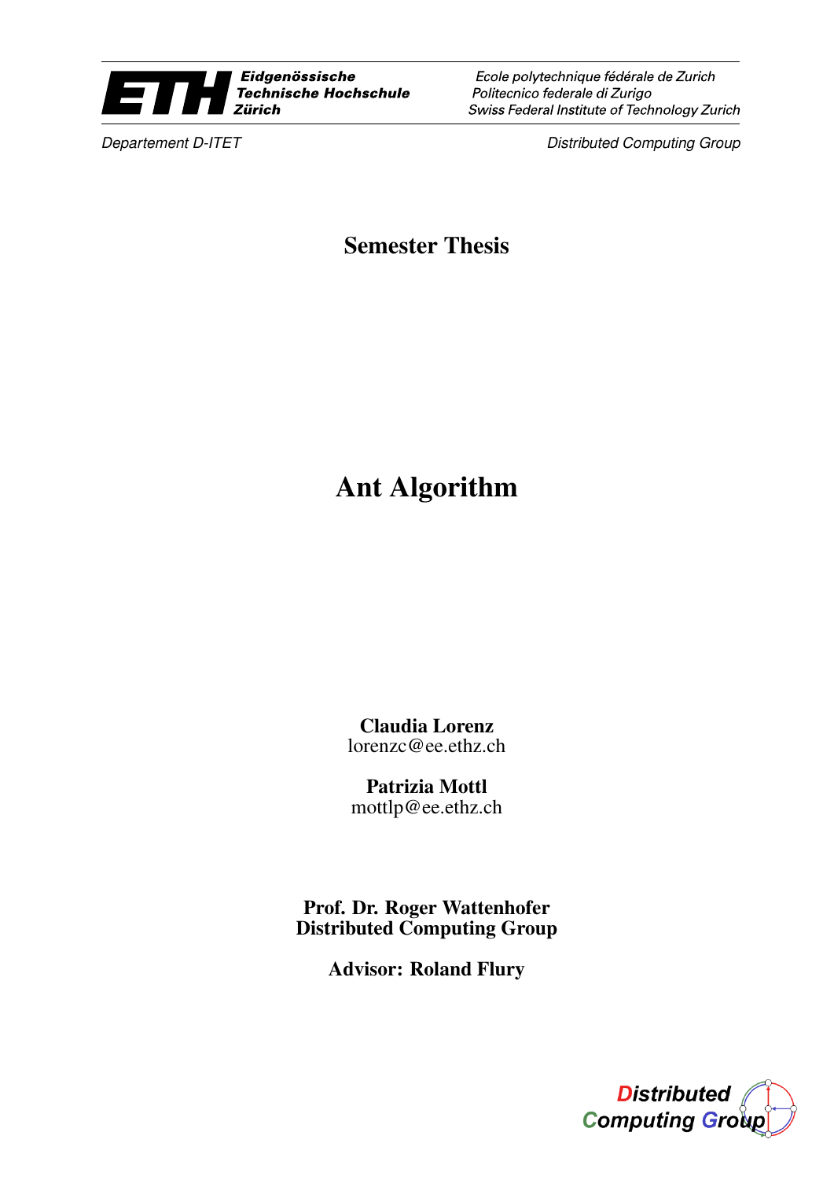Eidgenössische Technische Hochschule Zürich

Ecole polytechnique fédérale de Zurich
Politecnico federale di Zurigo
Swiss Federal Institute of Technology Zurich

*Departement D-ITET*

*Distributed Computing Group*

**Semester Thesis**

# Ant Algorithm

**Claudia Lorenz**
lorenzc@ee.ethz.ch

**Patrizia Mottl**
mottlp@ee.ethz.ch

**Prof. Dr. Roger Wattenhofer**
**Distributed Computing Group**

**Advisor: Roland Flury**

Distributed Computing Group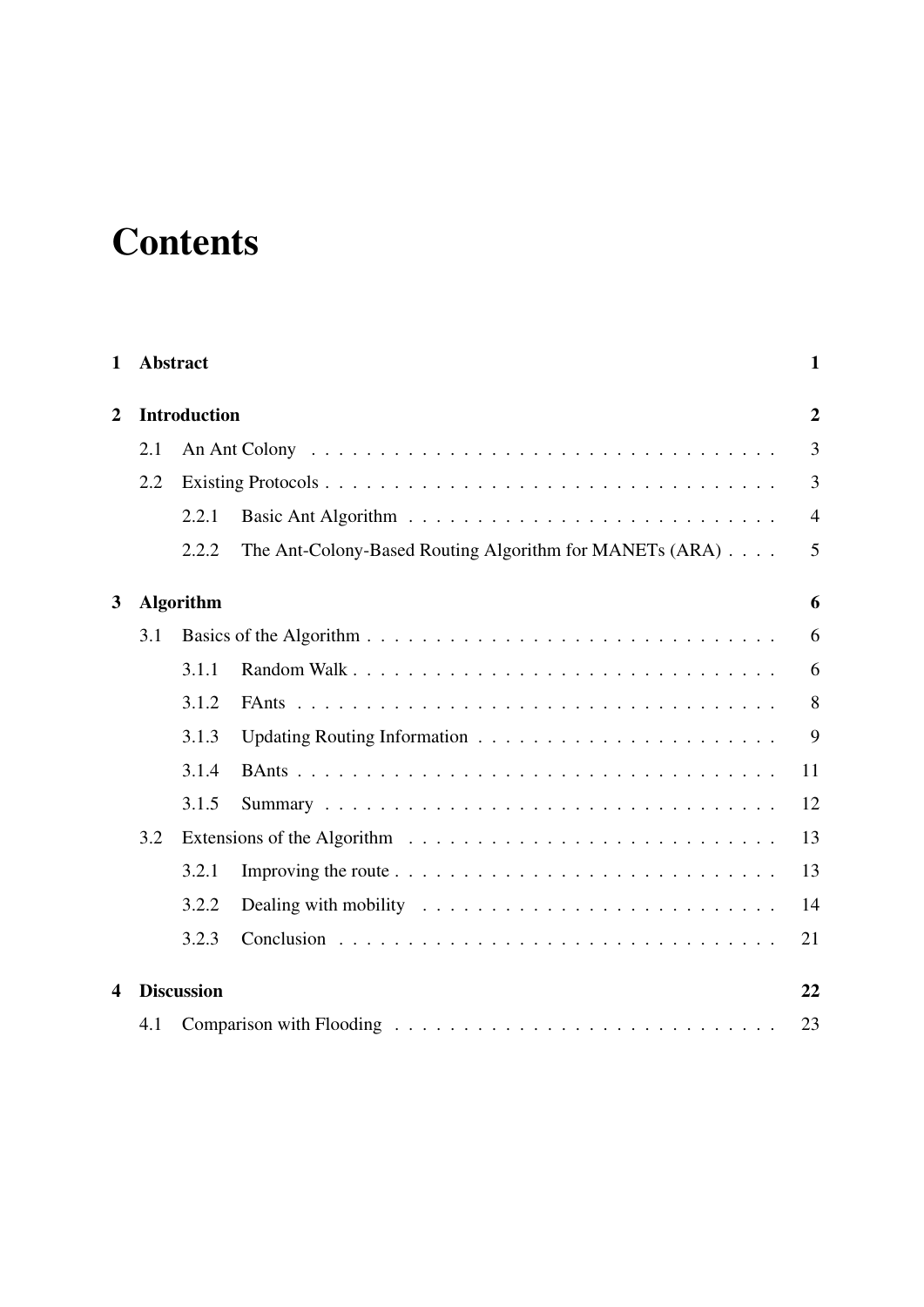# Contents

**1 Abstract** **1**

**2 Introduction** **2**

- 2.1 An Ant Colony . . . . . 3
- 2.2 Existing Protocols . . . . . 3
  - 2.2.1 Basic Ant Algorithm . . . . . 4
  - 2.2.2 The Ant-Colony-Based Routing Algorithm for MANETs (ARA) . . . . 5

**3 Algorithm** **6**

- 3.1 Basics of the Algorithm . . . . . 6
  - 3.1.1 Random Walk . . . . . 6
  - 3.1.2 FAnts . . . . . 8
  - 3.1.3 Updating Routing Information . . . . . 9
  - 3.1.4 BAnts . . . . . 11
  - 3.1.5 Summary . . . . . 12
- 3.2 Extensions of the Algorithm . . . . . 13
  - 3.2.1 Improving the route . . . . . 13
  - 3.2.2 Dealing with mobility . . . . . 14
  - 3.2.3 Conclusion . . . . . 21

**4 Discussion** **22**

- 4.1 Comparison with Flooding . . . . . 23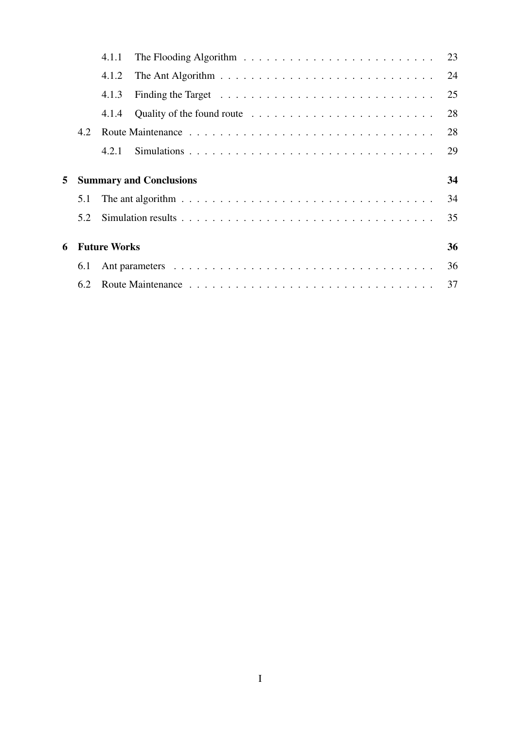4.1.1 The Flooding Algorithm . . . . . . . . . . . . . . . . . . . . . . . . . 23

4.1.2 The Ant Algorithm . . . . . . . . . . . . . . . . . . . . . . . . . . . . 24

4.1.3 Finding the Target . . . . . . . . . . . . . . . . . . . . . . . . . . . . 25

4.1.4 Quality of the found route . . . . . . . . . . . . . . . . . . . . . . . . 28

4.2 Route Maintenance . . . . . . . . . . . . . . . . . . . . . . . . . . . . . . . . 28

4.2.1 Simulations . . . . . . . . . . . . . . . . . . . . . . . . . . . . . . . . 29

**5 Summary and Conclusions** **34**

5.1 The ant algorithm . . . . . . . . . . . . . . . . . . . . . . . . . . . . . . . . 34

5.2 Simulation results . . . . . . . . . . . . . . . . . . . . . . . . . . . . . . . . 35

**6 Future Works** **36**

6.1 Ant parameters . . . . . . . . . . . . . . . . . . . . . . . . . . . . . . . . . 36

6.2 Route Maintenance . . . . . . . . . . . . . . . . . . . . . . . . . . . . . . . . 37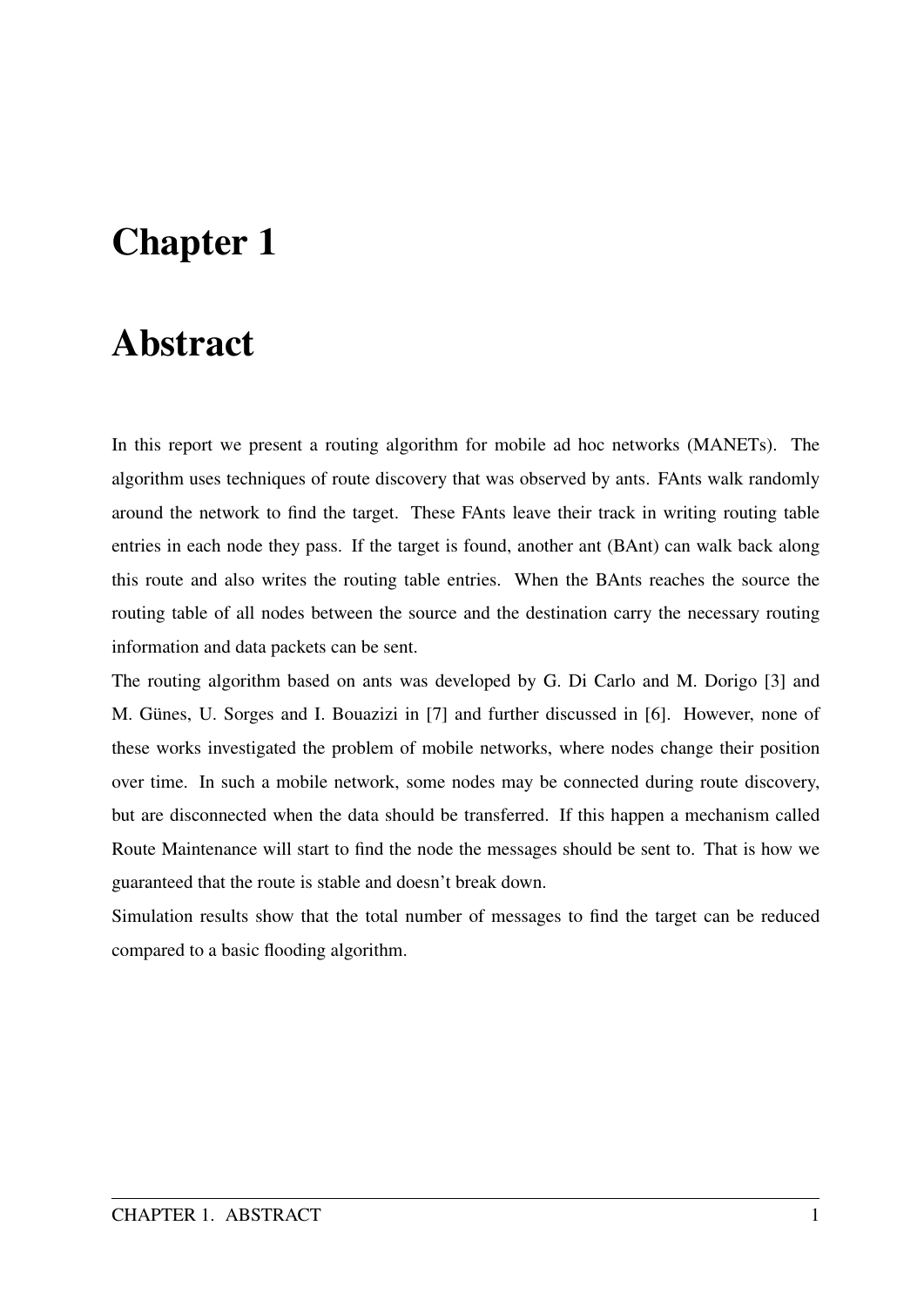# Chapter 1

# Abstract

In this report we present a routing algorithm for mobile ad hoc networks (MANETs). The algorithm uses techniques of route discovery that was observed by ants. FAnts walk randomly around the network to find the target. These FAnts leave their track in writing routing table entries in each node they pass. If the target is found, another ant (BAnt) can walk back along this route and also writes the routing table entries. When the BAnts reaches the source the routing table of all nodes between the source and the destination carry the necessary routing information and data packets can be sent.

The routing algorithm based on ants was developed by G. Di Carlo and M. Dorigo [3] and M. Günes, U. Sorges and I. Bouazizi in [7] and further discussed in [6]. However, none of these works investigated the problem of mobile networks, where nodes change their position over time. In such a mobile network, some nodes may be connected during route discovery, but are disconnected when the data should be transferred. If this happen a mechanism called Route Maintenance will start to find the node the messages should be sent to. That is how we guaranteed that the route is stable and doesn't break down.

Simulation results show that the total number of messages to find the target can be reduced compared to a basic flooding algorithm.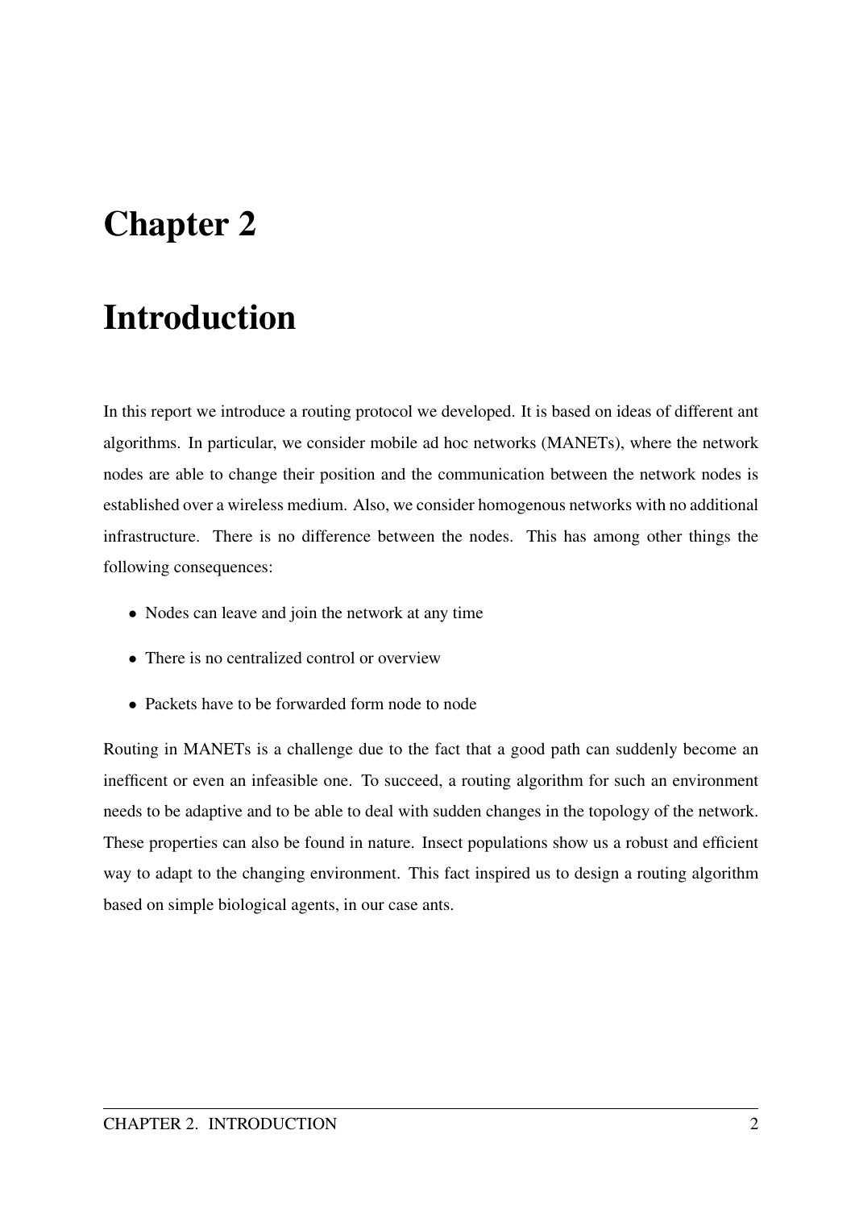# Chapter 2

# Introduction

In this report we introduce a routing protocol we developed. It is based on ideas of different ant algorithms. In particular, we consider mobile ad hoc networks (MANETs), where the network nodes are able to change their position and the communication between the network nodes is established over a wireless medium. Also, we consider homogenous networks with no additional infrastructure. There is no difference between the nodes. This has among other things the following consequences:

- Nodes can leave and join the network at any time
- There is no centralized control or overview
- Packets have to be forwarded form node to node

Routing in MANETs is a challenge due to the fact that a good path can suddenly become an inefficent or even an infeasible one. To succeed, a routing algorithm for such an environment needs to be adaptive and to be able to deal with sudden changes in the topology of the network. These properties can also be found in nature. Insect populations show us a robust and efficient way to adapt to the changing environment. This fact inspired us to design a routing algorithm based on simple biological agents, in our case ants.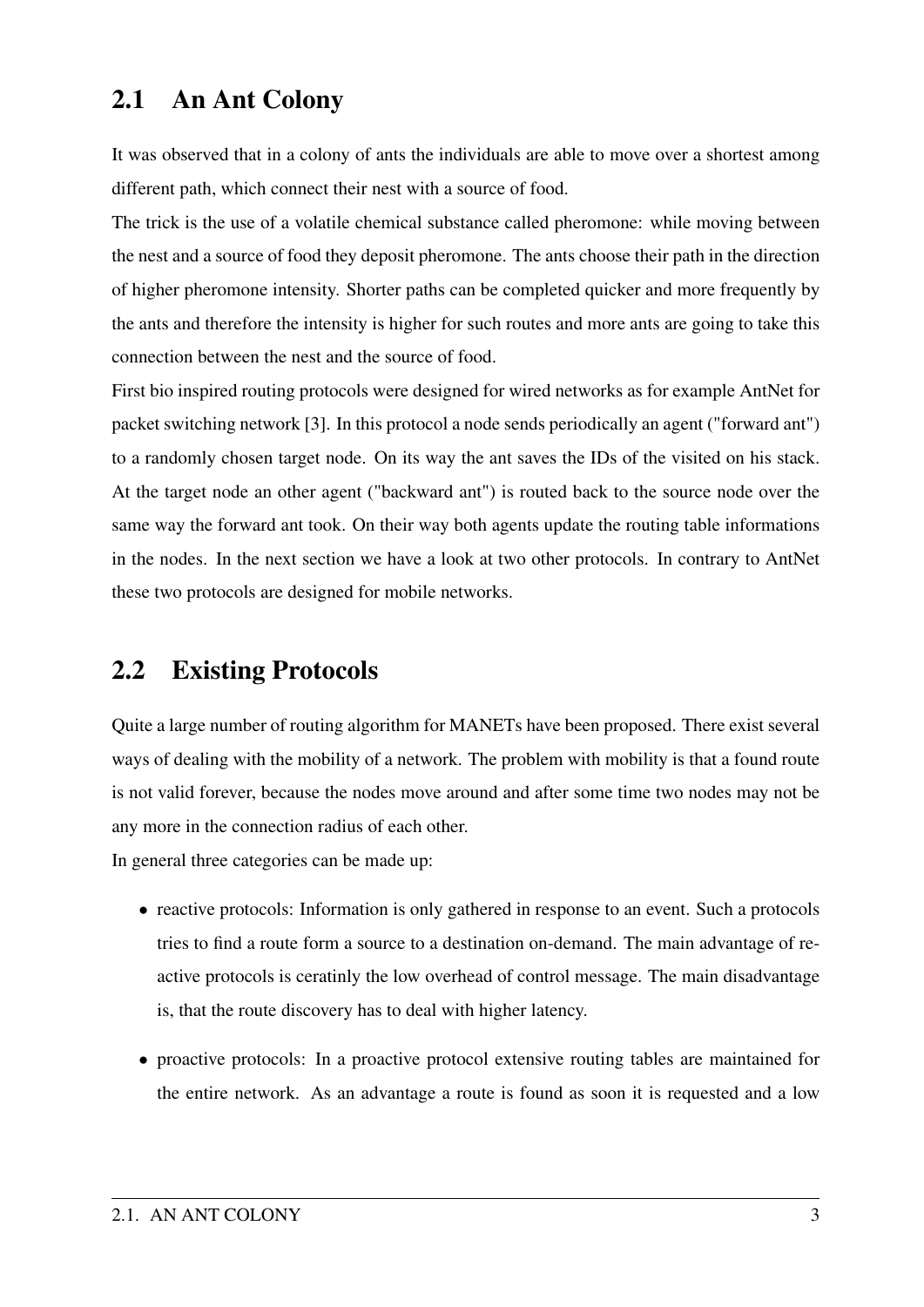## 2.1 An Ant Colony

It was observed that in a colony of ants the individuals are able to move over a shortest among different path, which connect their nest with a source of food.

The trick is the use of a volatile chemical substance called pheromone: while moving between the nest and a source of food they deposit pheromone. The ants choose their path in the direction of higher pheromone intensity. Shorter paths can be completed quicker and more frequently by the ants and therefore the intensity is higher for such routes and more ants are going to take this connection between the nest and the source of food.

First bio inspired routing protocols were designed for wired networks as for example AntNet for packet switching network [3]. In this protocol a node sends periodically an agent ("forward ant") to a randomly chosen target node. On its way the ant saves the IDs of the visited on his stack. At the target node an other agent ("backward ant") is routed back to the source node over the same way the forward ant took. On their way both agents update the routing table informations in the nodes. In the next section we have a look at two other protocols. In contrary to AntNet these two protocols are designed for mobile networks.

## 2.2 Existing Protocols

Quite a large number of routing algorithm for MANETs have been proposed. There exist several ways of dealing with the mobility of a network. The problem with mobility is that a found route is not valid forever, because the nodes move around and after some time two nodes may not be any more in the connection radius of each other.

In general three categories can be made up:

- reactive protocols: Information is only gathered in response to an event. Such a protocols tries to find a route form a source to a destination on-demand. The main advantage of reactive protocols is ceratinly the low overhead of control message. The main disadvantage is, that the route discovery has to deal with higher latency.
- proactive protocols: In a proactive protocol extensive routing tables are maintained for the entire network. As an advantage a route is found as soon it is requested and a low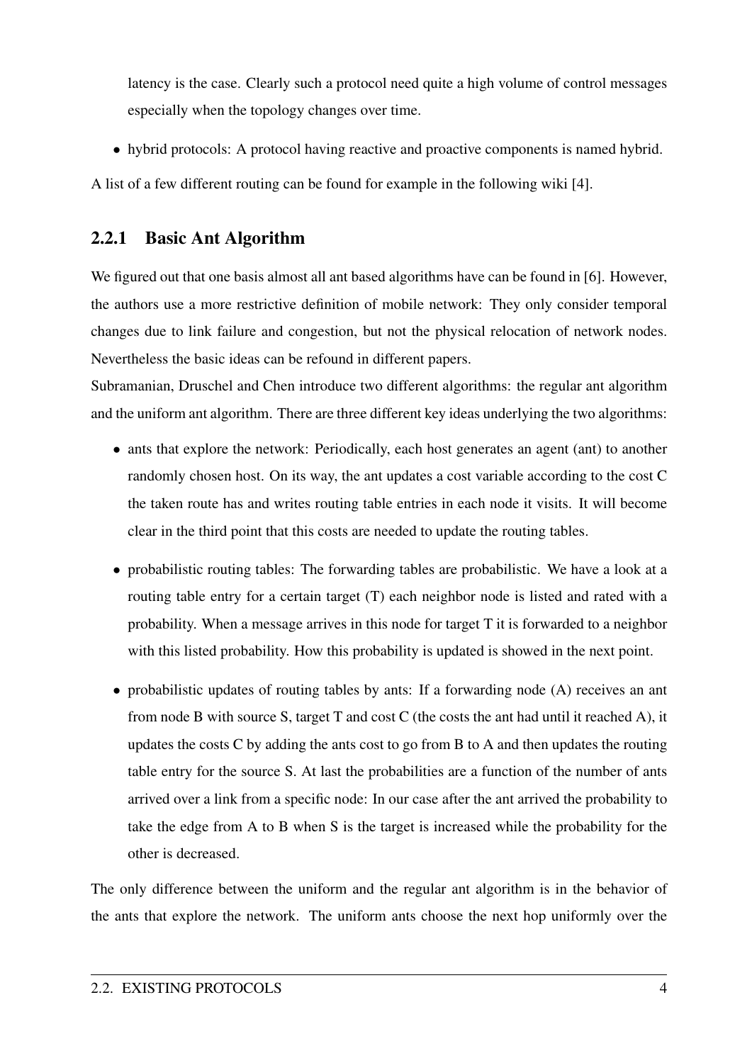latency is the case. Clearly such a protocol need quite a high volume of control messages especially when the topology changes over time.

- hybrid protocols: A protocol having reactive and proactive components is named hybrid.

A list of a few different routing can be found for example in the following wiki [4].

### 2.2.1 Basic Ant Algorithm

We figured out that one basis almost all ant based algorithms have can be found in [6]. However, the authors use a more restrictive definition of mobile network: They only consider temporal changes due to link failure and congestion, but not the physical relocation of network nodes. Nevertheless the basic ideas can be refound in different papers.

Subramanian, Druschel and Chen introduce two different algorithms: the regular ant algorithm and the uniform ant algorithm. There are three different key ideas underlying the two algorithms:

- ants that explore the network: Periodically, each host generates an agent (ant) to another randomly chosen host. On its way, the ant updates a cost variable according to the cost C the taken route has and writes routing table entries in each node it visits. It will become clear in the third point that this costs are needed to update the routing tables.

- probabilistic routing tables: The forwarding tables are probabilistic. We have a look at a routing table entry for a certain target (T) each neighbor node is listed and rated with a probability. When a message arrives in this node for target T it is forwarded to a neighbor with this listed probability. How this probability is updated is showed in the next point.

- probabilistic updates of routing tables by ants: If a forwarding node (A) receives an ant from node B with source S, target T and cost C (the costs the ant had until it reached A), it updates the costs C by adding the ants cost to go from B to A and then updates the routing table entry for the source S. At last the probabilities are a function of the number of ants arrived over a link from a specific node: In our case after the ant arrived the probability to take the edge from A to B when S is the target is increased while the probability for the other is decreased.

The only difference between the uniform and the regular ant algorithm is in the behavior of the ants that explore the network. The uniform ants choose the next hop uniformly over the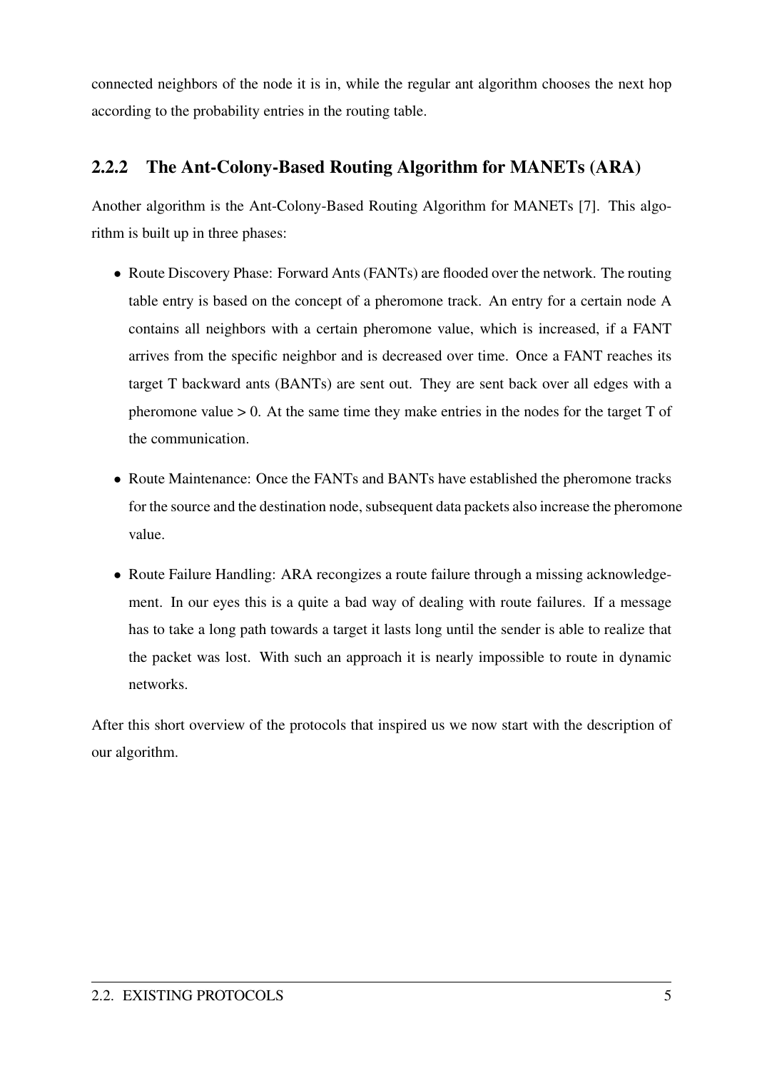connected neighbors of the node it is in, while the regular ant algorithm chooses the next hop according to the probability entries in the routing table.

### 2.2.2 The Ant-Colony-Based Routing Algorithm for MANETs (ARA)

Another algorithm is the Ant-Colony-Based Routing Algorithm for MANETs [7]. This algorithm is built up in three phases:

- Route Discovery Phase: Forward Ants (FANTs) are flooded over the network. The routing table entry is based on the concept of a pheromone track. An entry for a certain node A contains all neighbors with a certain pheromone value, which is increased, if a FANT arrives from the specific neighbor and is decreased over time. Once a FANT reaches its target T backward ants (BANTs) are sent out. They are sent back over all edges with a pheromone value > 0. At the same time they make entries in the nodes for the target T of the communication.
- Route Maintenance: Once the FANTs and BANTs have established the pheromone tracks for the source and the destination node, subsequent data packets also increase the pheromone value.
- Route Failure Handling: ARA recongizes a route failure through a missing acknowledgement. In our eyes this is a quite a bad way of dealing with route failures. If a message has to take a long path towards a target it lasts long until the sender is able to realize that the packet was lost. With such an approach it is nearly impossible to route in dynamic networks.

After this short overview of the protocols that inspired us we now start with the description of our algorithm.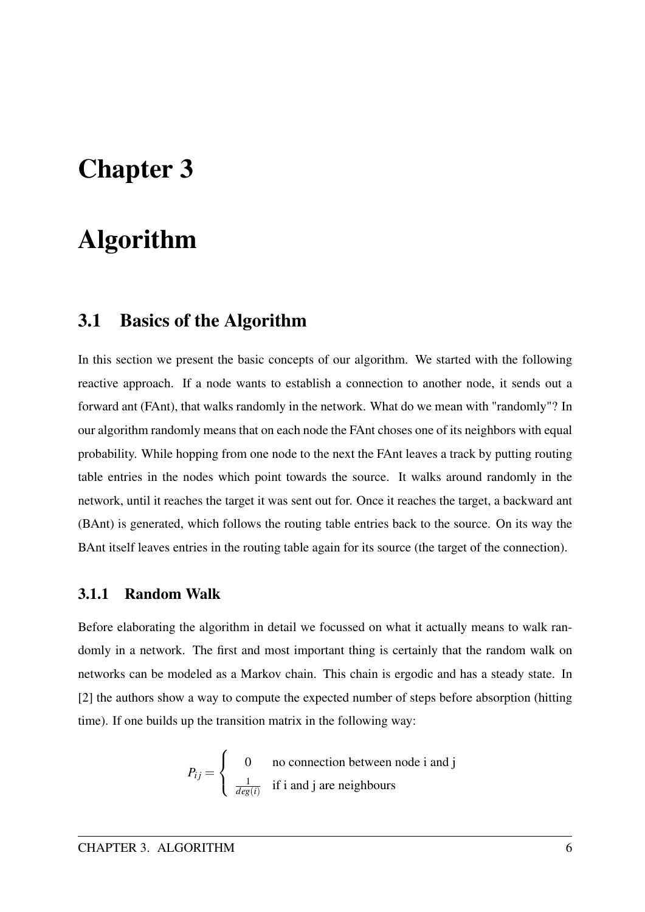# Chapter 3

# Algorithm

## 3.1 Basics of the Algorithm

In this section we present the basic concepts of our algorithm. We started with the following reactive approach. If a node wants to establish a connection to another node, it sends out a forward ant (FAnt), that walks randomly in the network. What do we mean with "randomly"? In our algorithm randomly means that on each node the FAnt choses one of its neighbors with equal probability. While hopping from one node to the next the FAnt leaves a track by putting routing table entries in the nodes which point towards the source. It walks around randomly in the network, until it reaches the target it was sent out for. Once it reaches the target, a backward ant (BAnt) is generated, which follows the routing table entries back to the source. On its way the BAnt itself leaves entries in the routing table again for its source (the target of the connection).

### 3.1.1 Random Walk

Before elaborating the algorithm in detail we focussed on what it actually means to walk randomly in a network. The first and most important thing is certainly that the random walk on networks can be modeled as a Markov chain. This chain is ergodic and has a steady state. In [2] the authors show a way to compute the expected number of steps before absorption (hitting time). If one builds up the transition matrix in the following way:

$$P_{ij} = \begin{cases} 0 & \text{no connection between node i and j} \\ \frac{1}{deg(i)} & \text{if i and j are neighbours} \end{cases}$$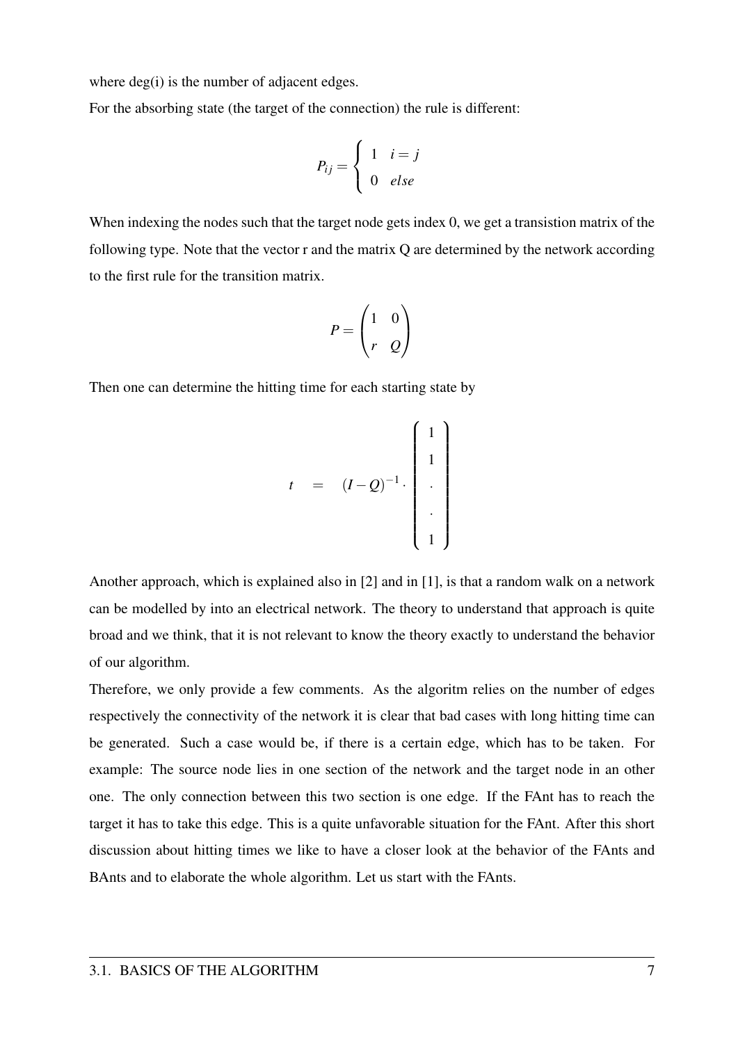where deg(i) is the number of adjacent edges.

For the absorbing state (the target of the connection) the rule is different:

$$P_{ij} = \begin{cases} 1 & i = j \\ 0 & else \end{cases}$$

When indexing the nodes such that the target node gets index 0, we get a transistion matrix of the following type. Note that the vector r and the matrix Q are determined by the network according to the first rule for the transition matrix.

$$P = \begin{pmatrix} 1 & 0 \\ r & Q \end{pmatrix}$$

Then one can determine the hitting time for each starting state by

$$t = (I - Q)^{-1} \cdot \begin{pmatrix} 1 \\ 1 \\ . \\ . \\ 1 \end{pmatrix}$$

Another approach, which is explained also in [2] and in [1], is that a random walk on a network can be modelled by into an electrical network. The theory to understand that approach is quite broad and we think, that it is not relevant to know the theory exactly to understand the behavior of our algorithm.

Therefore, we only provide a few comments. As the algoritm relies on the number of edges respectively the connectivity of the network it is clear that bad cases with long hitting time can be generated. Such a case would be, if there is a certain edge, which has to be taken. For example: The source node lies in one section of the network and the target node in an other one. The only connection between this two section is one edge. If the FAnt has to reach the target it has to take this edge. This is a quite unfavorable situation for the FAnt. After this short discussion about hitting times we like to have a closer look at the behavior of the FAnts and BAnts and to elaborate the whole algorithm. Let us start with the FAnts.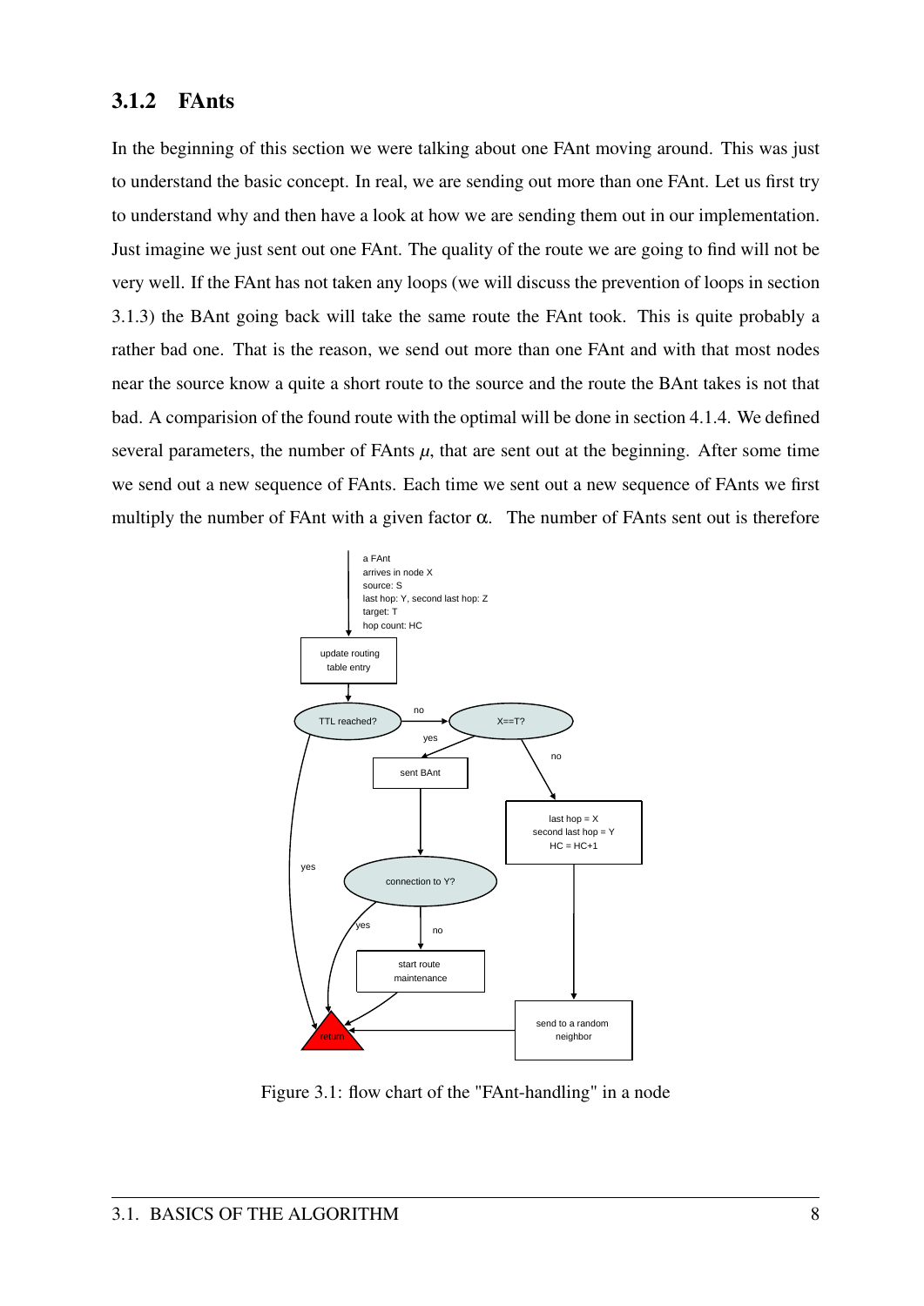### 3.1.2 FAnts

In the beginning of this section we were talking about one FAnt moving around. This was just to understand the basic concept. In real, we are sending out more than one FAnt. Let us first try to understand why and then have a look at how we are sending them out in our implementation. Just imagine we just sent out one FAnt. The quality of the route we are going to find will not be very well. If the FAnt has not taken any loops (we will discuss the prevention of loops in section 3.1.3) the BAnt going back will take the same route the FAnt took. This is quite probably a rather bad one. That is the reason, we send out more than one FAnt and with that most nodes near the source know a quite a short route to the source and the route the BAnt takes is not that bad. A comparision of the found route with the optimal will be done in section 4.1.4. We defined several parameters, the number of FAnts $\mu$, that are sent out at the beginning. After some time we send out a new sequence of FAnts. Each time we sent out a new sequence of FAnts we first multiply the number of FAnt with a given factor $\alpha$. The number of FAnts sent out is therefore

Figure 3.1: flow chart of the "FAnt-handling" in a node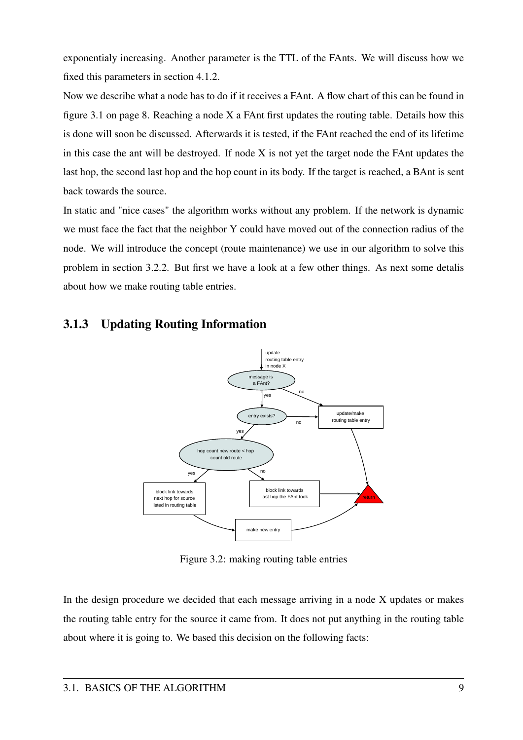exponentialy increasing. Another parameter is the TTL of the FAnts. We will discuss how we fixed this parameters in section 4.1.2.

Now we describe what a node has to do if it receives a FAnt. A flow chart of this can be found in figure 3.1 on page 8. Reaching a node X a FAnt first updates the routing table. Details how this is done will soon be discussed. Afterwards it is tested, if the FAnt reached the end of its lifetime in this case the ant will be destroyed. If node X is not yet the target node the FAnt updates the last hop, the second last hop and the hop count in its body. If the target is reached, a BAnt is sent back towards the source.

In static and "nice cases" the algorithm works without any problem. If the network is dynamic we must face the fact that the neighbor Y could have moved out of the connection radius of the node. We will introduce the concept (route maintenance) we use in our algorithm to solve this problem in section 3.2.2. But first we have a look at a few other things. As next some detalis about how we make routing table entries.

### 3.1.3 Updating Routing Information

Figure 3.2: making routing table entries

In the design procedure we decided that each message arriving in a node X updates or makes the routing table entry for the source it came from. It does not put anything in the routing table about where it is going to. We based this decision on the following facts: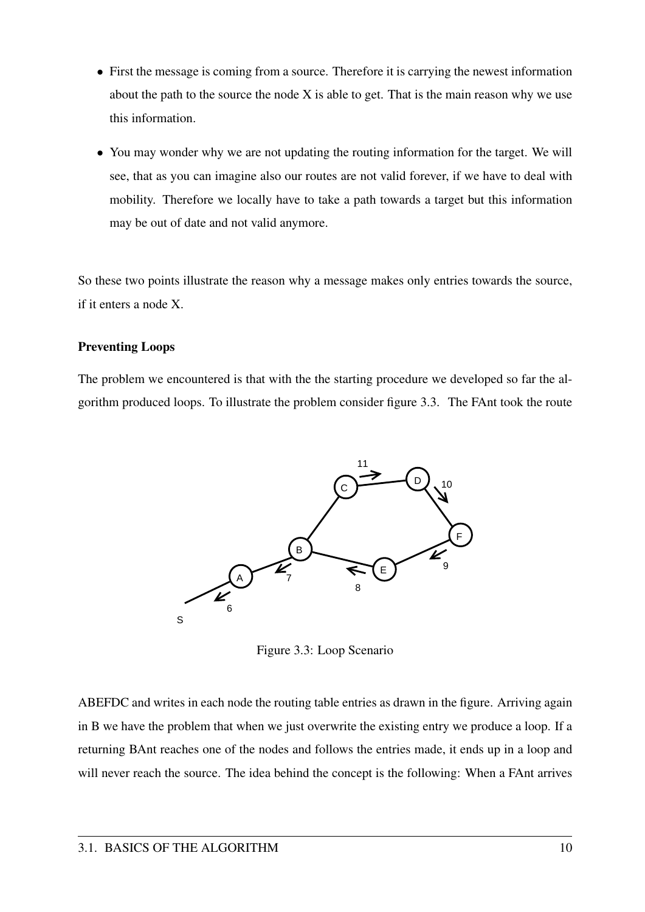- First the message is coming from a source. Therefore it is carrying the newest information about the path to the source the node X is able to get. That is the main reason why we use this information.

- You may wonder why we are not updating the routing information for the target. We will see, that as you can imagine also our routes are not valid forever, if we have to deal with mobility. Therefore we locally have to take a path towards a target but this information may be out of date and not valid anymore.

So these two points illustrate the reason why a message makes only entries towards the source, if it enters a node X.

**Preventing Loops**

The problem we encountered is that with the the starting procedure we developed so far the algorithm produced loops. To illustrate the problem consider figure 3.3. The FAnt took the route

Figure 3.3: Loop Scenario

ABEFDC and writes in each node the routing table entries as drawn in the figure. Arriving again in B we have the problem that when we just overwrite the existing entry we produce a loop. If a returning BAnt reaches one of the nodes and follows the entries made, it ends up in a loop and will never reach the source. The idea behind the concept is the following: When a FAnt arrives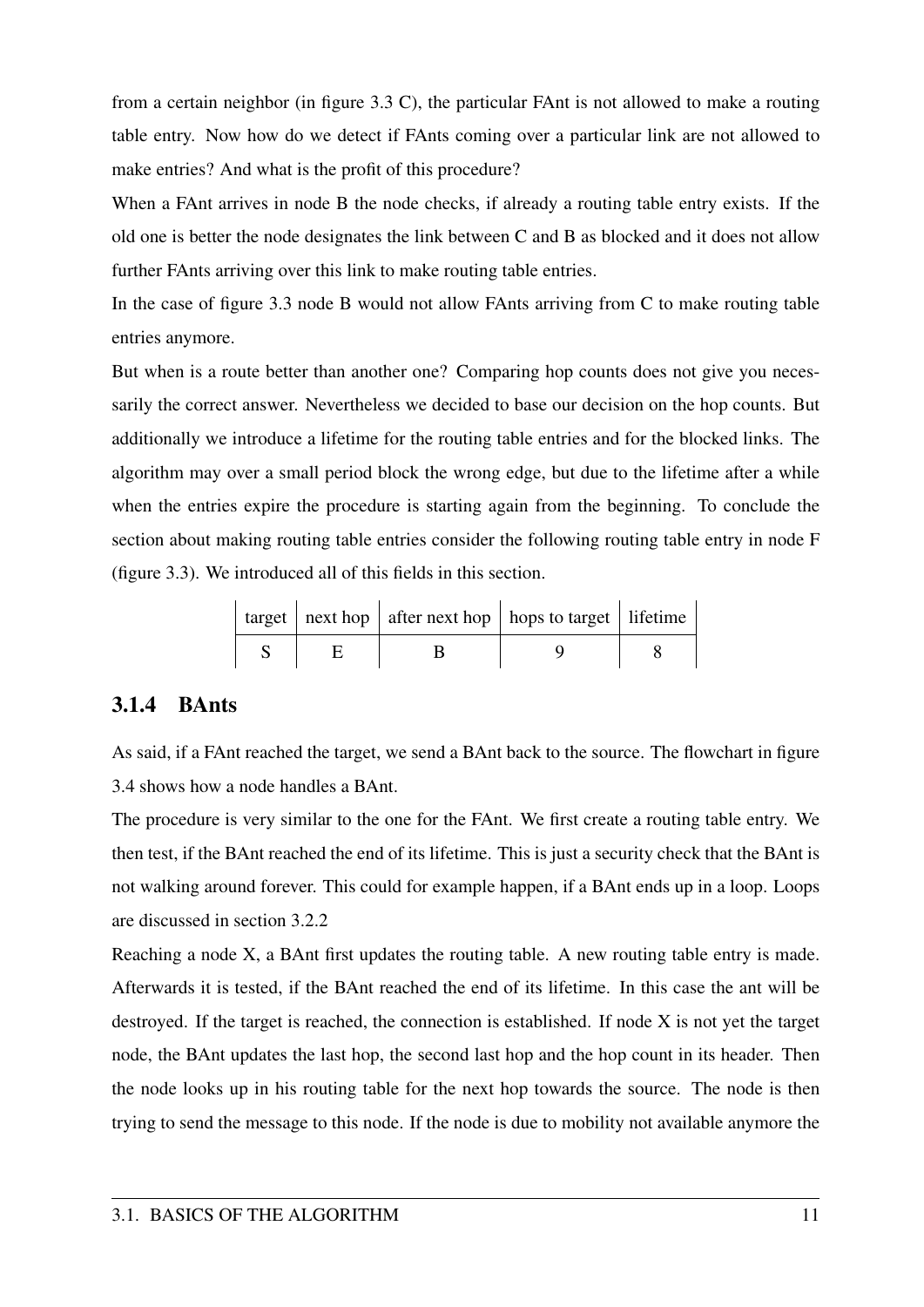from a certain neighbor (in figure 3.3 C), the particular FAnt is not allowed to make a routing table entry. Now how do we detect if FAnts coming over a particular link are not allowed to make entries? And what is the profit of this procedure?

When a FAnt arrives in node B the node checks, if already a routing table entry exists. If the old one is better the node designates the link between C and B as blocked and it does not allow further FAnts arriving over this link to make routing table entries.

In the case of figure 3.3 node B would not allow FAnts arriving from C to make routing table entries anymore.

But when is a route better than another one? Comparing hop counts does not give you necessarily the correct answer. Nevertheless we decided to base our decision on the hop counts. But additionally we introduce a lifetime for the routing table entries and for the blocked links. The algorithm may over a small period block the wrong edge, but due to the lifetime after a while when the entries expire the procedure is starting again from the beginning. To conclude the section about making routing table entries consider the following routing table entry in node F (figure 3.3). We introduced all of this fields in this section.

| target | next hop | after next hop | hops to target | lifetime |
|---|---|---|---|---|
| S | E | B | 9 | 8 |

### 3.1.4 BAnts

As said, if a FAnt reached the target, we send a BAnt back to the source. The flowchart in figure 3.4 shows how a node handles a BAnt.

The procedure is very similar to the one for the FAnt. We first create a routing table entry. We then test, if the BAnt reached the end of its lifetime. This is just a security check that the BAnt is not walking around forever. This could for example happen, if a BAnt ends up in a loop. Loops are discussed in section 3.2.2

Reaching a node X, a BAnt first updates the routing table. A new routing table entry is made. Afterwards it is tested, if the BAnt reached the end of its lifetime. In this case the ant will be destroyed. If the target is reached, the connection is established. If node X is not yet the target node, the BAnt updates the last hop, the second last hop and the hop count in its header. Then the node looks up in his routing table for the next hop towards the source. The node is then trying to send the message to this node. If the node is due to mobility not available anymore the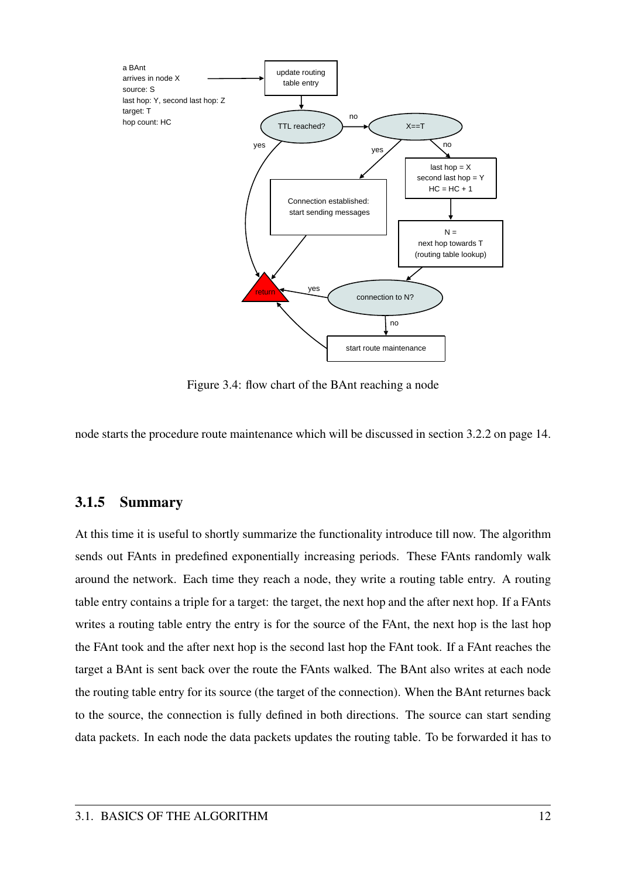Figure 3.4: flow chart of the BAnt reaching a node

node starts the procedure route maintenance which will be discussed in section 3.2.2 on page 14.

### 3.1.5 Summary

At this time it is useful to shortly summarize the functionality introduce till now. The algorithm sends out FAnts in predefined exponentially increasing periods. These FAnts randomly walk around the network. Each time they reach a node, they write a routing table entry. A routing table entry contains a triple for a target: the target, the next hop and the after next hop. If a FAnts writes a routing table entry the entry is for the source of the FAnt, the next hop is the last hop the FAnt took and the after next hop is the second last hop the FAnt took. If a FAnt reaches the target a BAnt is sent back over the route the FAnts walked. The BAnt also writes at each node the routing table entry for its source (the target of the connection). When the BAnt returnes back to the source, the connection is fully defined in both directions. The source can start sending data packets. In each node the data packets updates the routing table. To be forwarded it has to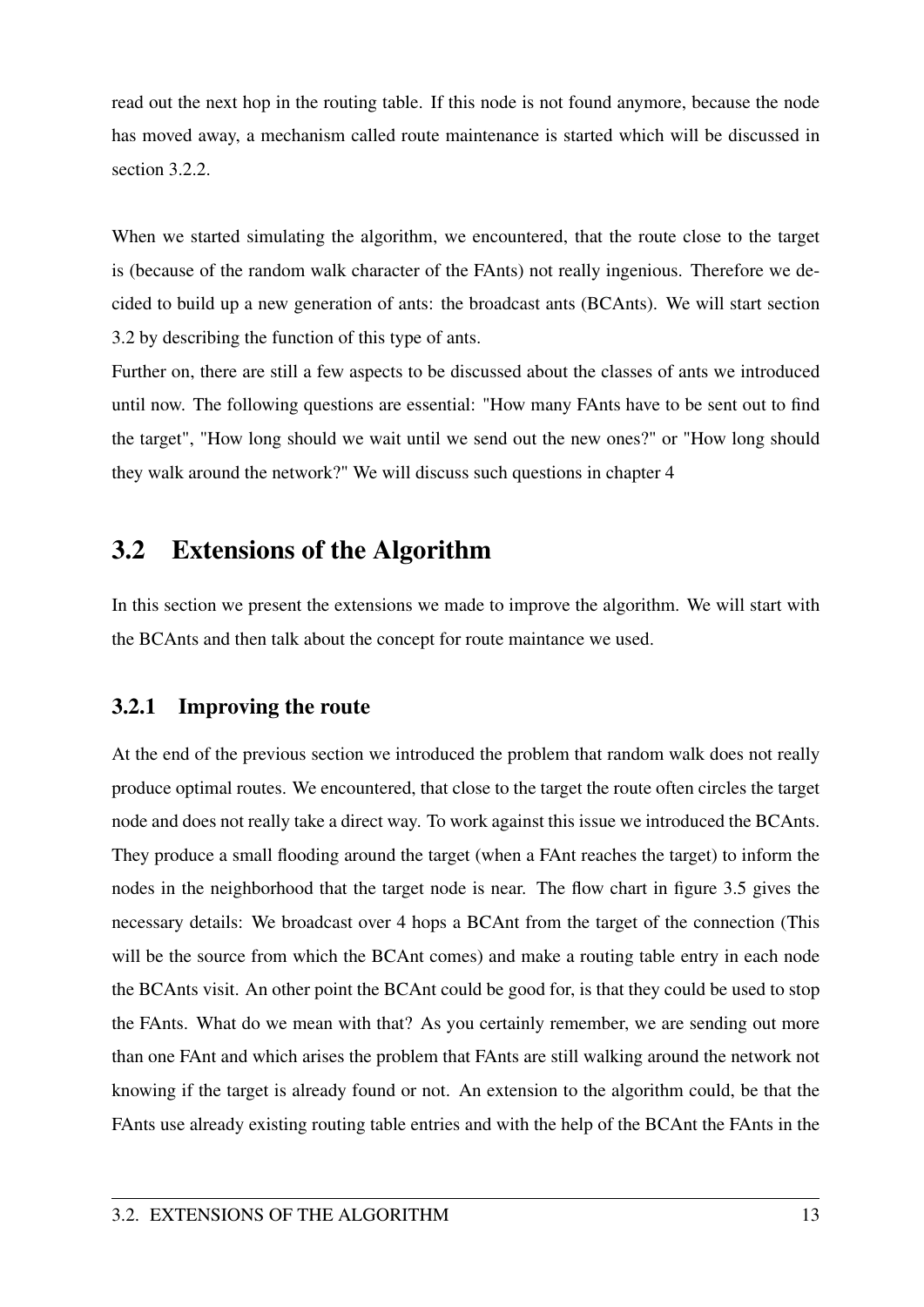read out the next hop in the routing table. If this node is not found anymore, because the node has moved away, a mechanism called route maintenance is started which will be discussed in section 3.2.2.

When we started simulating the algorithm, we encountered, that the route close to the target is (because of the random walk character of the FAnts) not really ingenious. Therefore we decided to build up a new generation of ants: the broadcast ants (BCAnts). We will start section 3.2 by describing the function of this type of ants.
Further on, there are still a few aspects to be discussed about the classes of ants we introduced until now. The following questions are essential: "How many FAnts have to be sent out to find the target", "How long should we wait until we send out the new ones?" or "How long should they walk around the network?" We will discuss such questions in chapter 4

## 3.2 Extensions of the Algorithm

In this section we present the extensions we made to improve the algorithm. We will start with the BCAnts and then talk about the concept for route maintance we used.

### 3.2.1 Improving the route

At the end of the previous section we introduced the problem that random walk does not really produce optimal routes. We encountered, that close to the target the route often circles the target node and does not really take a direct way. To work against this issue we introduced the BCAnts. They produce a small flooding around the target (when a FAnt reaches the target) to inform the nodes in the neighborhood that the target node is near. The flow chart in figure 3.5 gives the necessary details: We broadcast over 4 hops a BCAnt from the target of the connection (This will be the source from which the BCAnt comes) and make a routing table entry in each node the BCAnts visit. An other point the BCAnt could be good for, is that they could be used to stop the FAnts. What do we mean with that? As you certainly remember, we are sending out more than one FAnt and which arises the problem that FAnts are still walking around the network not knowing if the target is already found or not. An extension to the algorithm could, be that the FAnts use already existing routing table entries and with the help of the BCAnt the FAnts in the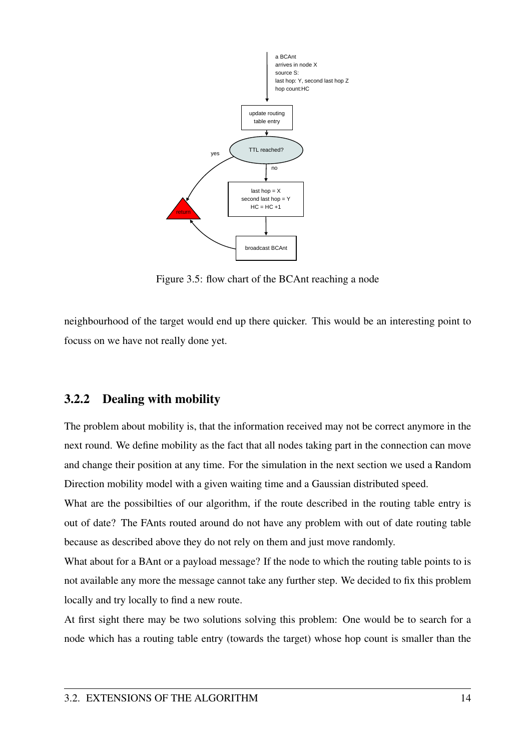Figure 3.5: flow chart of the BCAnt reaching a node

neighbourhood of the target would end up there quicker. This would be an interesting point to focuss on we have not really done yet.

### 3.2.2 Dealing with mobility

The problem about mobility is, that the information received may not be correct anymore in the next round. We define mobility as the fact that all nodes taking part in the connection can move and change their position at any time. For the simulation in the next section we used a Random Direction mobility model with a given waiting time and a Gaussian distributed speed.

What are the possibilties of our algorithm, if the route described in the routing table entry is out of date? The FAnts routed around do not have any problem with out of date routing table because as described above they do not rely on them and just move randomly.

What about for a BAnt or a payload message? If the node to which the routing table points to is not available any more the message cannot take any further step. We decided to fix this problem locally and try locally to find a new route.

At first sight there may be two solutions solving this problem: One would be to search for a node which has a routing table entry (towards the target) whose hop count is smaller than the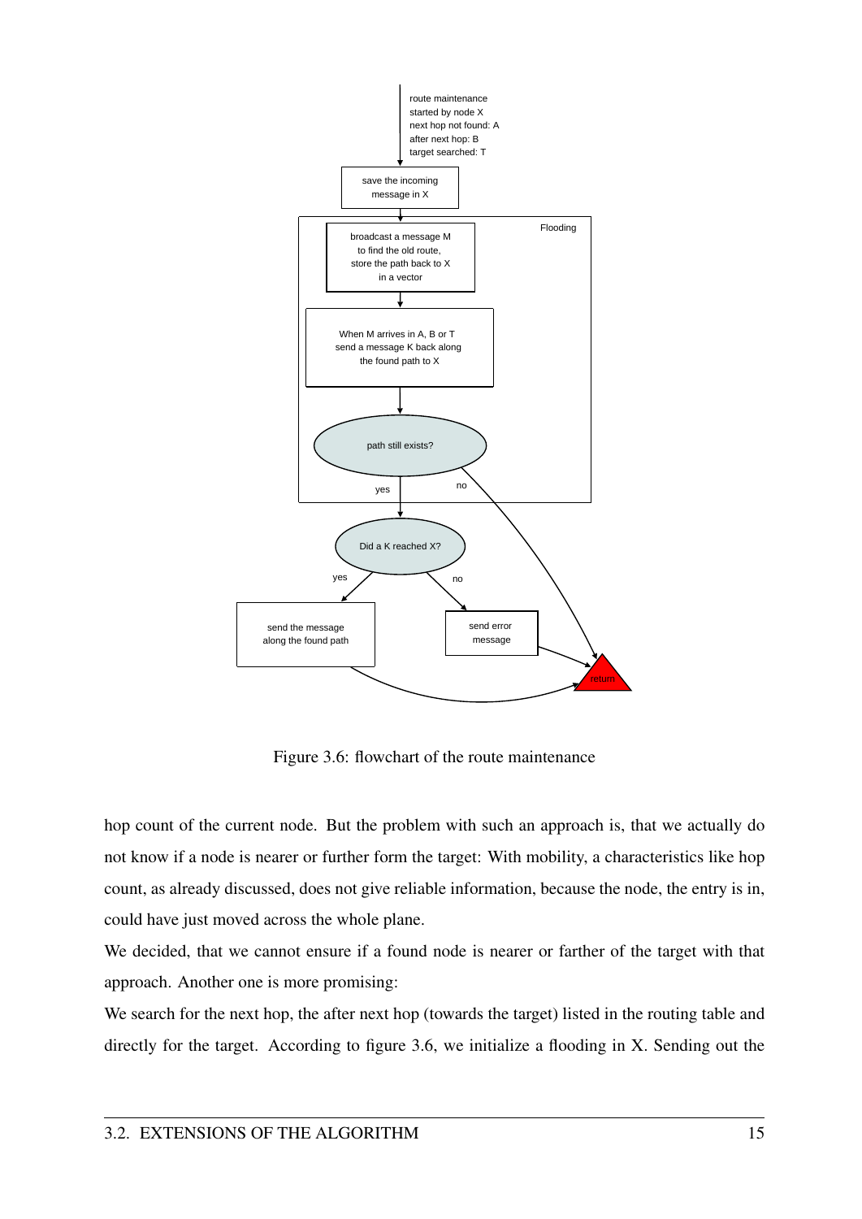Figure 3.6: flowchart of the route maintenance

hop count of the current node. But the problem with such an approach is, that we actually do not know if a node is nearer or further form the target: With mobility, a characteristics like hop count, as already discussed, does not give reliable information, because the node, the entry is in, could have just moved across the whole plane.

We decided, that we cannot ensure if a found node is nearer or farther of the target with that approach. Another one is more promising:

We search for the next hop, the after next hop (towards the target) listed in the routing table and directly for the target. According to figure 3.6, we initialize a flooding in X. Sending out the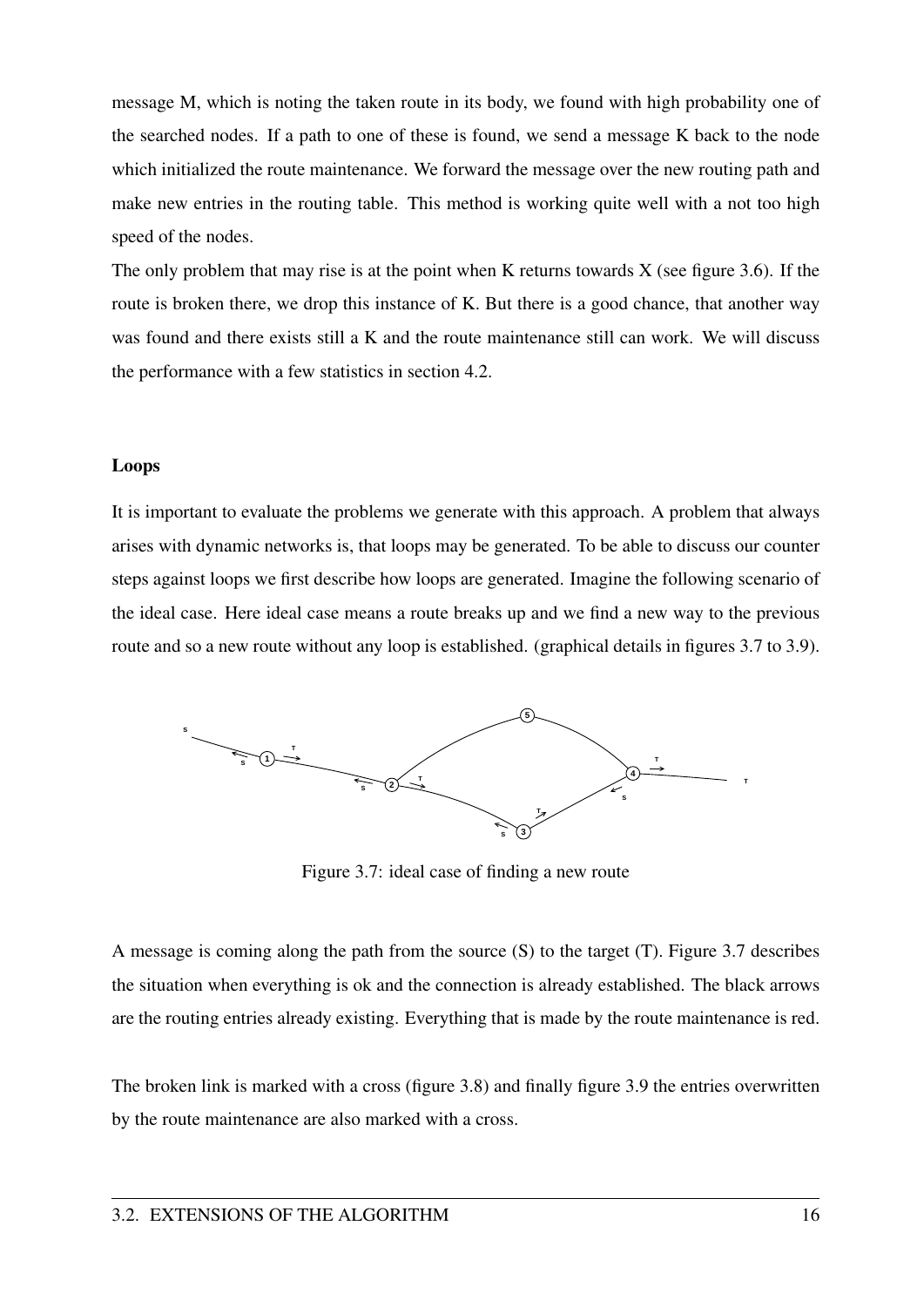message M, which is noting the taken route in its body, we found with high probability one of the searched nodes. If a path to one of these is found, we send a message K back to the node which initialized the route maintenance. We forward the message over the new routing path and make new entries in the routing table. This method is working quite well with a not too high speed of the nodes.

The only problem that may rise is at the point when K returns towards X (see figure 3.6). If the route is broken there, we drop this instance of K. But there is a good chance, that another way was found and there exists still a K and the route maintenance still can work. We will discuss the performance with a few statistics in section 4.2.

### Loops

It is important to evaluate the problems we generate with this approach. A problem that always arises with dynamic networks is, that loops may be generated. To be able to discuss our counter steps against loops we first describe how loops are generated. Imagine the following scenario of the ideal case. Here ideal case means a route breaks up and we find a new way to the previous route and so a new route without any loop is established. (graphical details in figures 3.7 to 3.9).

Figure 3.7: ideal case of finding a new route

A message is coming along the path from the source (S) to the target (T). Figure 3.7 describes the situation when everything is ok and the connection is already established. The black arrows are the routing entries already existing. Everything that is made by the route maintenance is red.

The broken link is marked with a cross (figure 3.8) and finally figure 3.9 the entries overwritten by the route maintenance are also marked with a cross.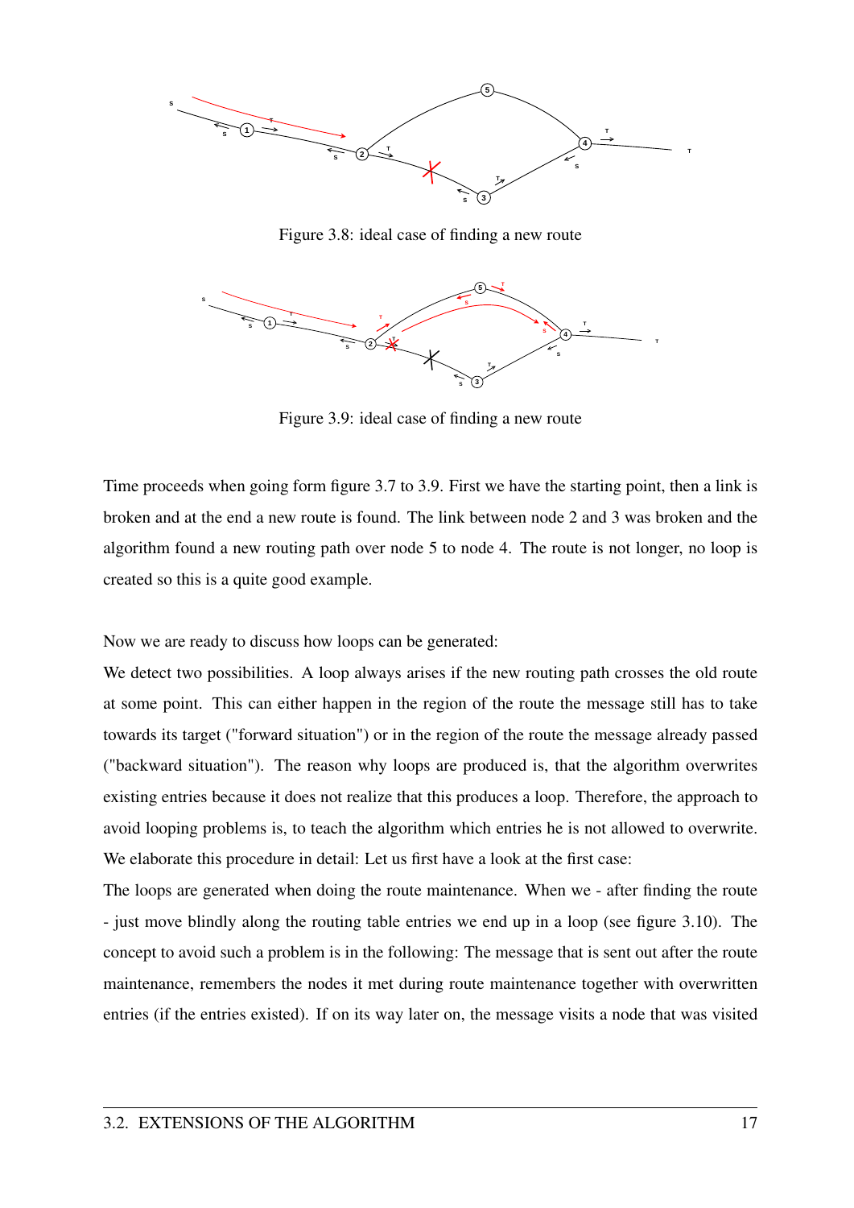Figure 3.8: ideal case of finding a new route

Figure 3.9: ideal case of finding a new route

Time proceeds when going form figure 3.7 to 3.9. First we have the starting point, then a link is broken and at the end a new route is found. The link between node 2 and 3 was broken and the algorithm found a new routing path over node 5 to node 4. The route is not longer, no loop is created so this is a quite good example.

Now we are ready to discuss how loops can be generated:
We detect two possibilities. A loop always arises if the new routing path crosses the old route at some point. This can either happen in the region of the route the message still has to take towards its target ("forward situation") or in the region of the route the message already passed ("backward situation"). The reason why loops are produced is, that the algorithm overwrites existing entries because it does not realize that this produces a loop. Therefore, the approach to avoid looping problems is, to teach the algorithm which entries he is not allowed to overwrite. We elaborate this procedure in detail: Let us first have a look at the first case:
The loops are generated when doing the route maintenance. When we - after finding the route - just move blindly along the routing table entries we end up in a loop (see figure 3.10). The concept to avoid such a problem is in the following: The message that is sent out after the route maintenance, remembers the nodes it met during route maintenance together with overwritten entries (if the entries existed). If on its way later on, the message visits a node that was visited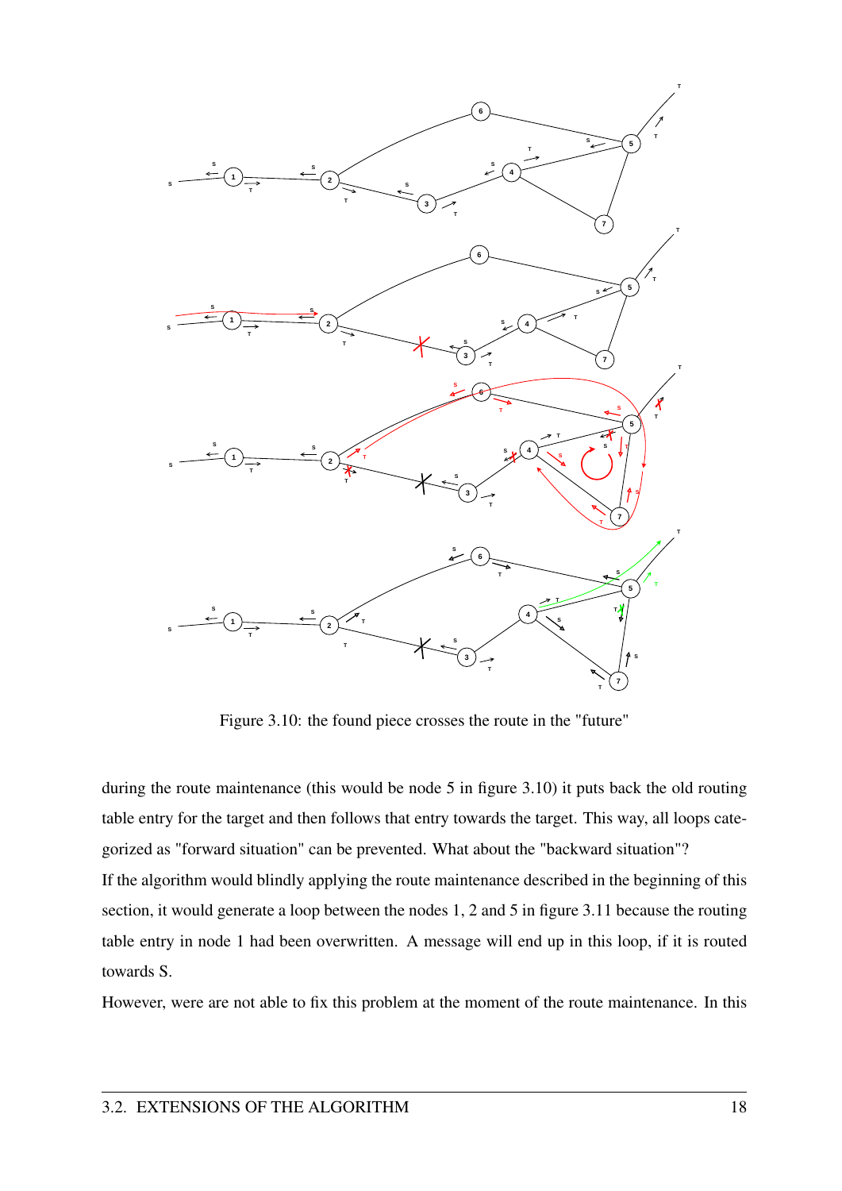Figure 3.10: the found piece crosses the route in the "future"

during the route maintenance (this would be node 5 in figure 3.10) it puts back the old routing table entry for the target and then follows that entry towards the target. This way, all loops categorized as "forward situation" can be prevented. What about the "backward situation"?

If the algorithm would blindly applying the route maintenance described in the beginning of this section, it would generate a loop between the nodes 1, 2 and 5 in figure 3.11 because the routing table entry in node 1 had been overwritten. A message will end up in this loop, if it is routed towards S.

However, were are not able to fix this problem at the moment of the route maintenance. In this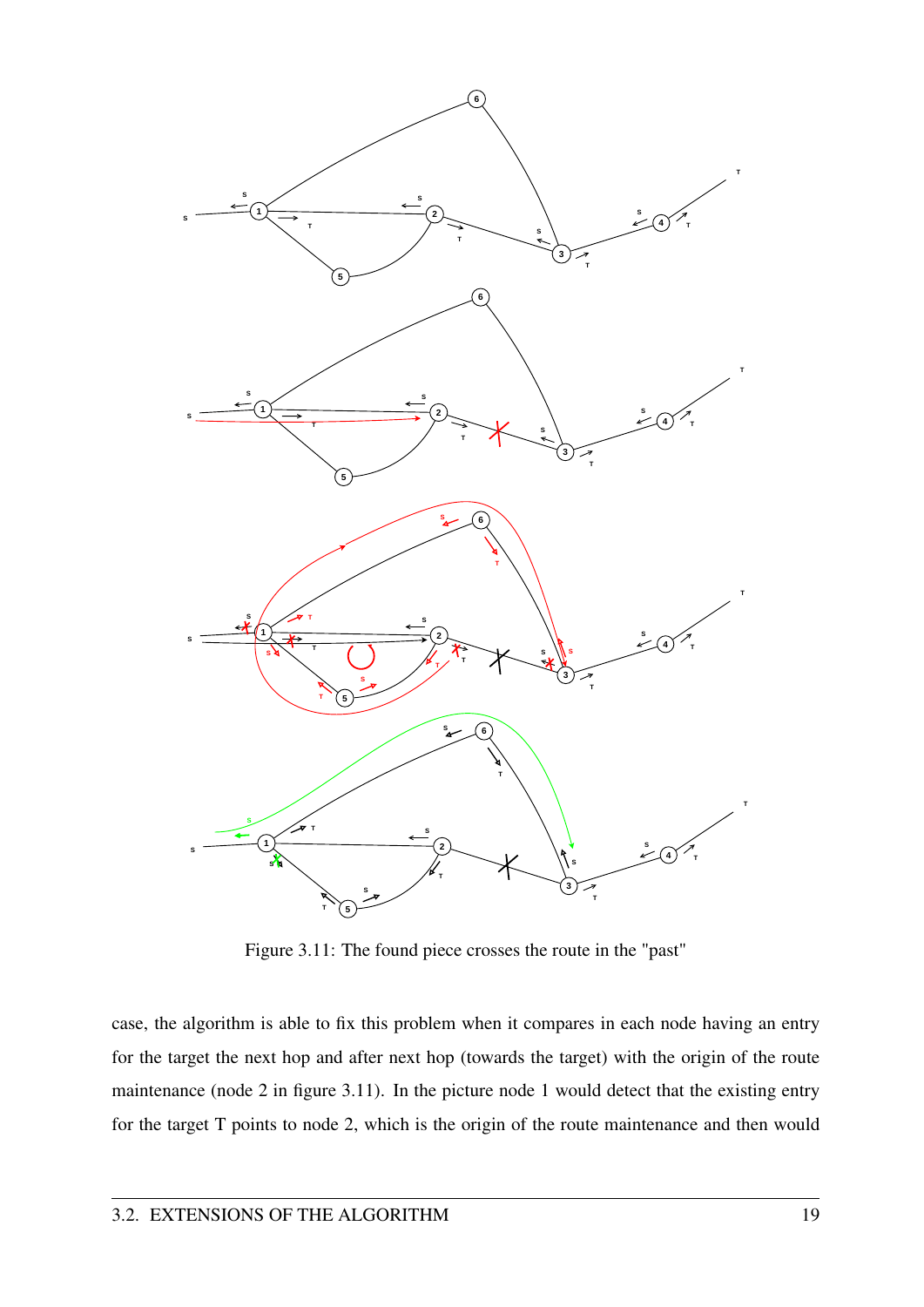Figure 3.11: The found piece crosses the route in the "past"

case, the algorithm is able to fix this problem when it compares in each node having an entry for the target the next hop and after next hop (towards the target) with the origin of the route maintenance (node 2 in figure 3.11). In the picture node 1 would detect that the existing entry for the target T points to node 2, which is the origin of the route maintenance and then would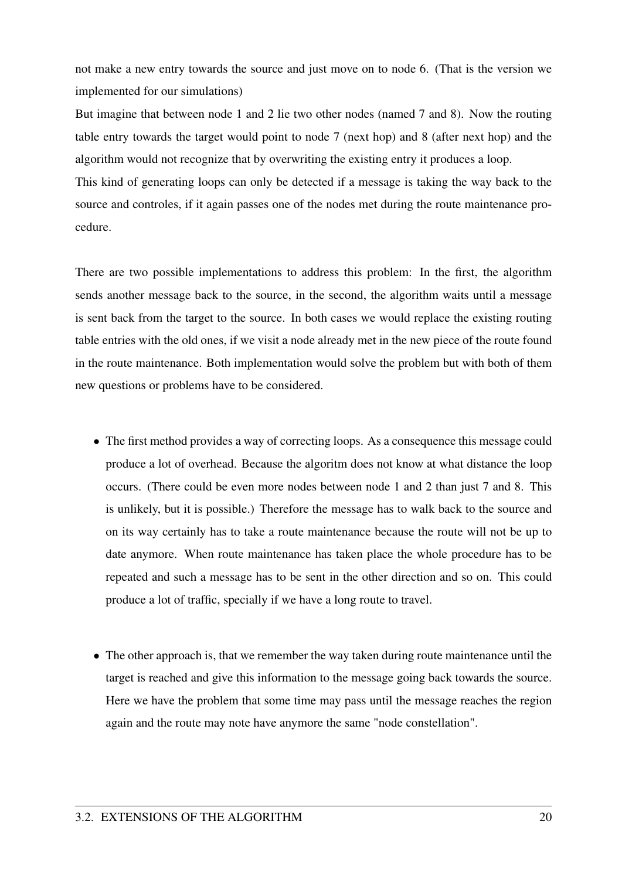not make a new entry towards the source and just move on to node 6. (That is the version we implemented for our simulations)

But imagine that between node 1 and 2 lie two other nodes (named 7 and 8). Now the routing table entry towards the target would point to node 7 (next hop) and 8 (after next hop) and the algorithm would not recognize that by overwriting the existing entry it produces a loop.

This kind of generating loops can only be detected if a message is taking the way back to the source and controles, if it again passes one of the nodes met during the route maintenance procedure.

There are two possible implementations to address this problem: In the first, the algorithm sends another message back to the source, in the second, the algorithm waits until a message is sent back from the target to the source. In both cases we would replace the existing routing table entries with the old ones, if we visit a node already met in the new piece of the route found in the route maintenance. Both implementation would solve the problem but with both of them new questions or problems have to be considered.

- The first method provides a way of correcting loops. As a consequence this message could produce a lot of overhead. Because the algoritm does not know at what distance the loop occurs. (There could be even more nodes between node 1 and 2 than just 7 and 8. This is unlikely, but it is possible.) Therefore the message has to walk back to the source and on its way certainly has to take a route maintenance because the route will not be up to date anymore. When route maintenance has taken place the whole procedure has to be repeated and such a message has to be sent in the other direction and so on. This could produce a lot of traffic, specially if we have a long route to travel.

- The other approach is, that we remember the way taken during route maintenance until the target is reached and give this information to the message going back towards the source. Here we have the problem that some time may pass until the message reaches the region again and the route may note have anymore the same "node constellation".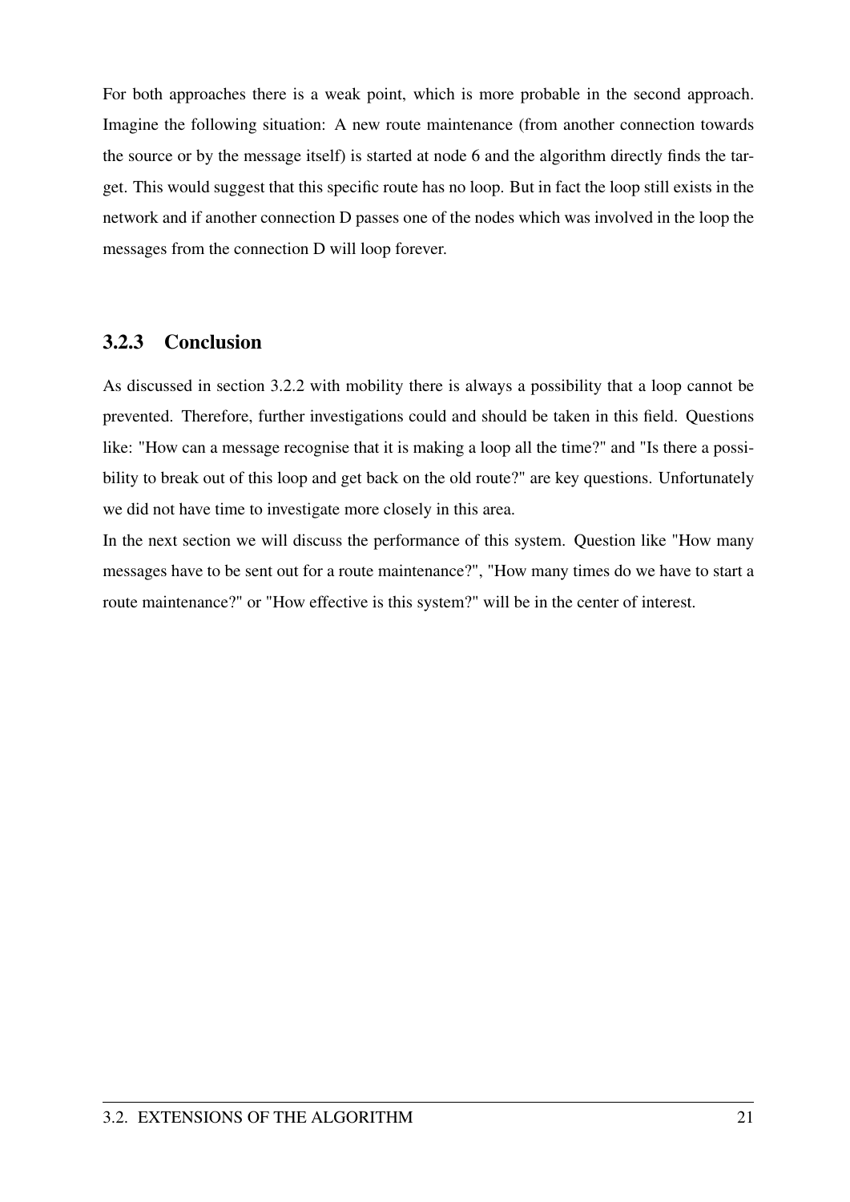For both approaches there is a weak point, which is more probable in the second approach. Imagine the following situation: A new route maintenance (from another connection towards the source or by the message itself) is started at node 6 and the algorithm directly finds the target. This would suggest that this specific route has no loop. But in fact the loop still exists in the network and if another connection D passes one of the nodes which was involved in the loop the messages from the connection D will loop forever.

### 3.2.3 Conclusion

As discussed in section 3.2.2 with mobility there is always a possibility that a loop cannot be prevented. Therefore, further investigations could and should be taken in this field. Questions like: "How can a message recognise that it is making a loop all the time?" and "Is there a possibility to break out of this loop and get back on the old route?" are key questions. Unfortunately we did not have time to investigate more closely in this area.

In the next section we will discuss the performance of this system. Question like "How many messages have to be sent out for a route maintenance?", "How many times do we have to start a route maintenance?" or "How effective is this system?" will be in the center of interest.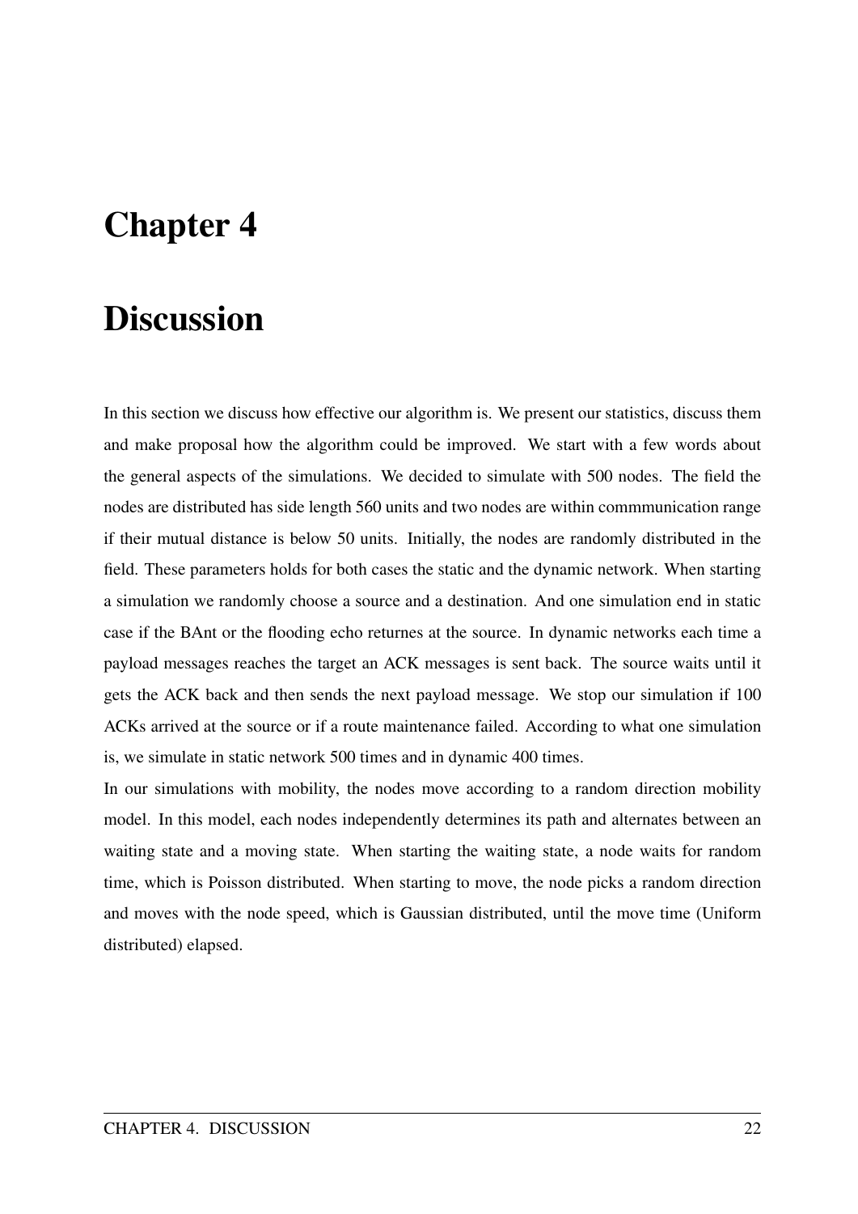# Chapter 4

# Discussion

In this section we discuss how effective our algorithm is. We present our statistics, discuss them and make proposal how the algorithm could be improved. We start with a few words about the general aspects of the simulations. We decided to simulate with 500 nodes. The field the nodes are distributed has side length 560 units and two nodes are within commmunication range if their mutual distance is below 50 units. Initially, the nodes are randomly distributed in the field. These parameters holds for both cases the static and the dynamic network. When starting a simulation we randomly choose a source and a destination. And one simulation end in static case if the BAnt or the flooding echo returnes at the source. In dynamic networks each time a payload messages reaches the target an ACK messages is sent back. The source waits until it gets the ACK back and then sends the next payload message. We stop our simulation if 100 ACKs arrived at the source or if a route maintenance failed. According to what one simulation is, we simulate in static network 500 times and in dynamic 400 times.

In our simulations with mobility, the nodes move according to a random direction mobility model. In this model, each nodes independently determines its path and alternates between an waiting state and a moving state. When starting the waiting state, a node waits for random time, which is Poisson distributed. When starting to move, the node picks a random direction and moves with the node speed, which is Gaussian distributed, until the move time (Uniform distributed) elapsed.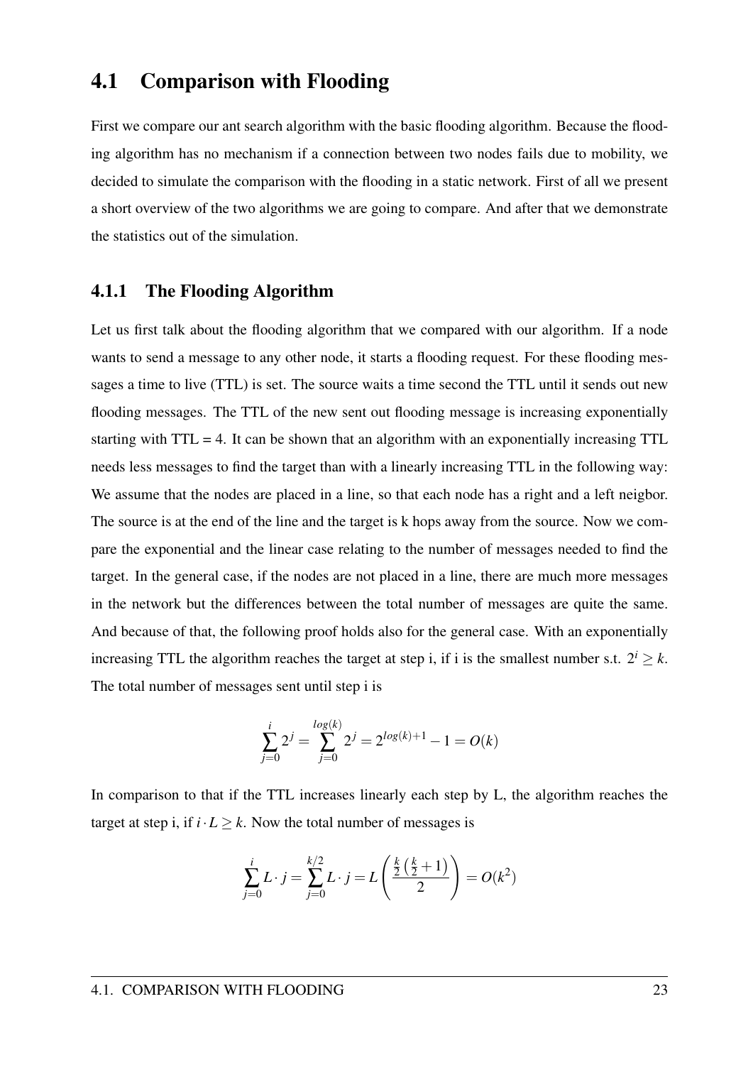## 4.1 Comparison with Flooding

First we compare our ant search algorithm with the basic flooding algorithm. Because the flooding algorithm has no mechanism if a connection between two nodes fails due to mobility, we decided to simulate the comparison with the flooding in a static network. First of all we present a short overview of the two algorithms we are going to compare. And after that we demonstrate the statistics out of the simulation.

### 4.1.1 The Flooding Algorithm

Let us first talk about the flooding algorithm that we compared with our algorithm. If a node wants to send a message to any other node, it starts a flooding request. For these flooding messages a time to live (TTL) is set. The source waits a time second the TTL until it sends out new flooding messages. The TTL of the new sent out flooding message is increasing exponentially starting with TTL = 4. It can be shown that an algorithm with an exponentially increasing TTL needs less messages to find the target than with a linearly increasing TTL in the following way: We assume that the nodes are placed in a line, so that each node has a right and a left neigbor. The source is at the end of the line and the target is k hops away from the source. Now we compare the exponential and the linear case relating to the number of messages needed to find the target. In the general case, if the nodes are not placed in a line, there are much more messages in the network but the differences between the total number of messages are quite the same. And because of that, the following proof holds also for the general case. With an exponentially increasing TTL the algorithm reaches the target at step i, if i is the smallest number s.t. $2^i \geq k$. The total number of messages sent until step i is

$$\sum_{j=0}^{i} 2^j = \sum_{j=0}^{log(k)} 2^j = 2^{log(k)+1} - 1 = O(k)$$

In comparison to that if the TTL increases linearly each step by L, the algorithm reaches the target at step i, if $i \cdot L \geq k$. Now the total number of messages is

$$\sum_{j=0}^{i} L \cdot j = \sum_{j=0}^{k/2} L \cdot j = L\left(\frac{\frac{k}{2}\left(\frac{k}{2}+1\right)}{2}\right) = O(k^2)$$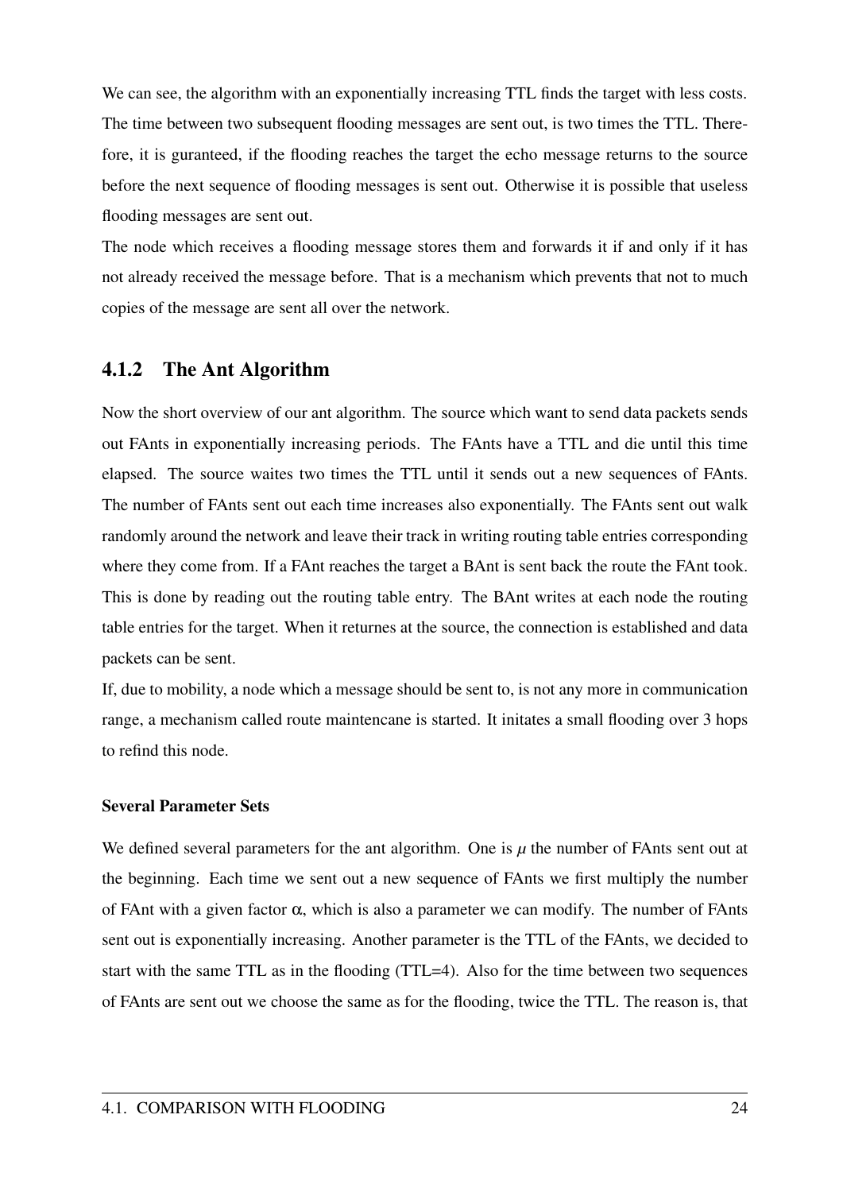We can see, the algorithm with an exponentially increasing TTL finds the target with less costs. The time between two subsequent flooding messages are sent out, is two times the TTL. Therefore, it is guranteed, if the flooding reaches the target the echo message returns to the source before the next sequence of flooding messages is sent out. Otherwise it is possible that useless flooding messages are sent out.

The node which receives a flooding message stores them and forwards it if and only if it has not already received the message before. That is a mechanism which prevents that not to much copies of the message are sent all over the network.

### 4.1.2 The Ant Algorithm

Now the short overview of our ant algorithm. The source which want to send data packets sends out FAnts in exponentially increasing periods. The FAnts have a TTL and die until this time elapsed. The source waites two times the TTL until it sends out a new sequences of FAnts. The number of FAnts sent out each time increases also exponentially. The FAnts sent out walk randomly around the network and leave their track in writing routing table entries corresponding where they come from. If a FAnt reaches the target a BAnt is sent back the route the FAnt took. This is done by reading out the routing table entry. The BAnt writes at each node the routing table entries for the target. When it returnes at the source, the connection is established and data packets can be sent.

If, due to mobility, a node which a message should be sent to, is not any more in communication range, a mechanism called route maintencane is started. It initates a small flooding over 3 hops to refind this node.

#### Several Parameter Sets

We defined several parameters for the ant algorithm. One is $\mu$ the number of FAnts sent out at the beginning. Each time we sent out a new sequence of FAnts we first multiply the number of FAnt with a given factor $\alpha$, which is also a parameter we can modify. The number of FAnts sent out is exponentially increasing. Another parameter is the TTL of the FAnts, we decided to start with the same TTL as in the flooding (TTL=4). Also for the time between two sequences of FAnts are sent out we choose the same as for the flooding, twice the TTL. The reason is, that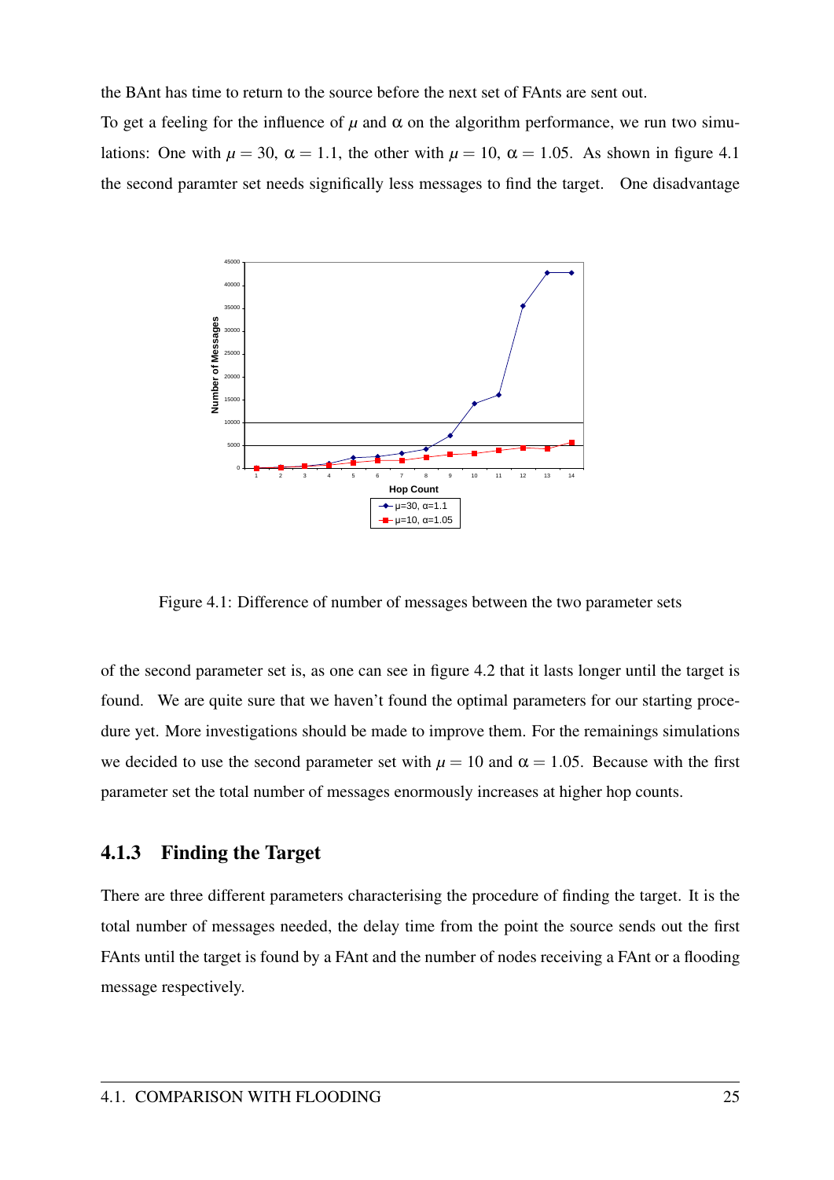the BAnt has time to return to the source before the next set of FAnts are sent out.

To get a feeling for the influence of $\mu$ and $\alpha$ on the algorithm performance, we run two simulations: One with $\mu = 30$, $\alpha = 1.1$, the other with $\mu = 10$, $\alpha = 1.05$. As shown in figure 4.1 the second paramter set needs significally less messages to find the target. One disadvantage

Figure 4.1: Difference of number of messages between the two parameter sets

of the second parameter set is, as one can see in figure 4.2 that it lasts longer until the target is found. We are quite sure that we haven't found the optimal parameters for our starting procedure yet. More investigations should be made to improve them. For the remainings simulations we decided to use the second parameter set with $\mu = 10$ and $\alpha = 1.05$. Because with the first parameter set the total number of messages enormously increases at higher hop counts.

### 4.1.3 Finding the Target

There are three different parameters characterising the procedure of finding the target. It is the total number of messages needed, the delay time from the point the source sends out the first FAnts until the target is found by a FAnt and the number of nodes receiving a FAnt or a flooding message respectively.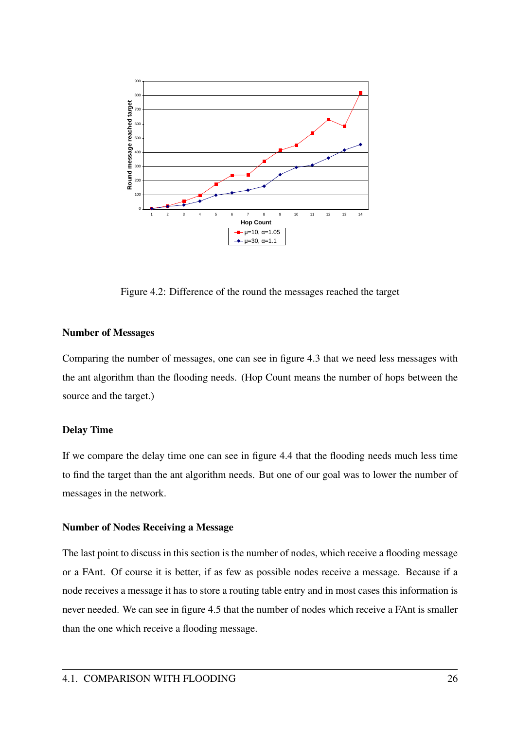Figure 4.2: Difference of the round the messages reached the target

### Number of Messages

Comparing the number of messages, one can see in figure 4.3 that we need less messages with the ant algorithm than the flooding needs. (Hop Count means the number of hops between the source and the target.)

### Delay Time

If we compare the delay time one can see in figure 4.4 that the flooding needs much less time to find the target than the ant algorithm needs. But one of our goal was to lower the number of messages in the network.

### Number of Nodes Receiving a Message

The last point to discuss in this section is the number of nodes, which receive a flooding message or a FAnt. Of course it is better, if as few as possible nodes receive a message. Because if a node receives a message it has to store a routing table entry and in most cases this information is never needed. We can see in figure 4.5 that the number of nodes which receive a FAnt is smaller than the one which receive a flooding message.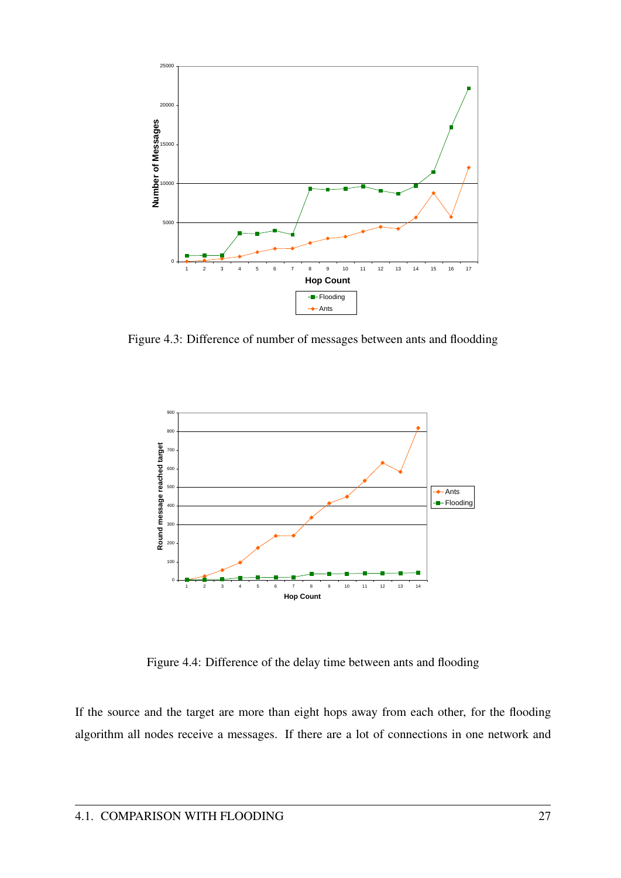Figure 4.3: Difference of number of messages between ants and floodding

Figure 4.4: Difference of the delay time between ants and flooding

If the source and the target are more than eight hops away from each other, for the flooding algorithm all nodes receive a messages. If there are a lot of connections in one network and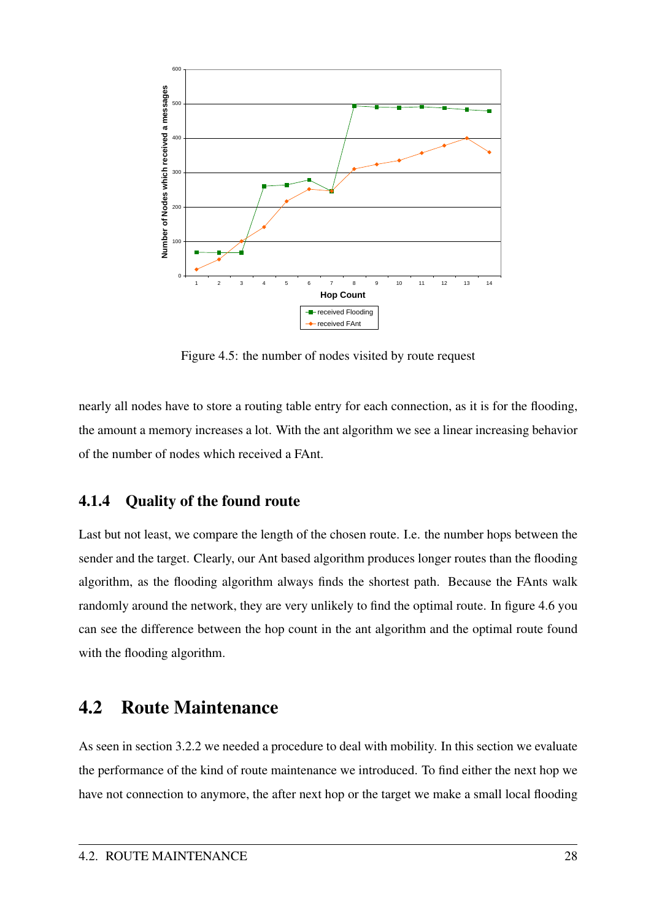Figure 4.5: the number of nodes visited by route request

nearly all nodes have to store a routing table entry for each connection, as it is for the flooding, the amount a memory increases a lot. With the ant algorithm we see a linear increasing behavior of the number of nodes which received a FAnt.

### 4.1.4 Quality of the found route

Last but not least, we compare the length of the chosen route. I.e. the number hops between the sender and the target. Clearly, our Ant based algorithm produces longer routes than the flooding algorithm, as the flooding algorithm always finds the shortest path. Because the FAnts walk randomly around the network, they are very unlikely to find the optimal route. In figure 4.6 you can see the difference between the hop count in the ant algorithm and the optimal route found with the flooding algorithm.

## 4.2 Route Maintenance

As seen in section 3.2.2 we needed a procedure to deal with mobility. In this section we evaluate the performance of the kind of route maintenance we introduced. To find either the next hop we have not connection to anymore, the after next hop or the target we make a small local flooding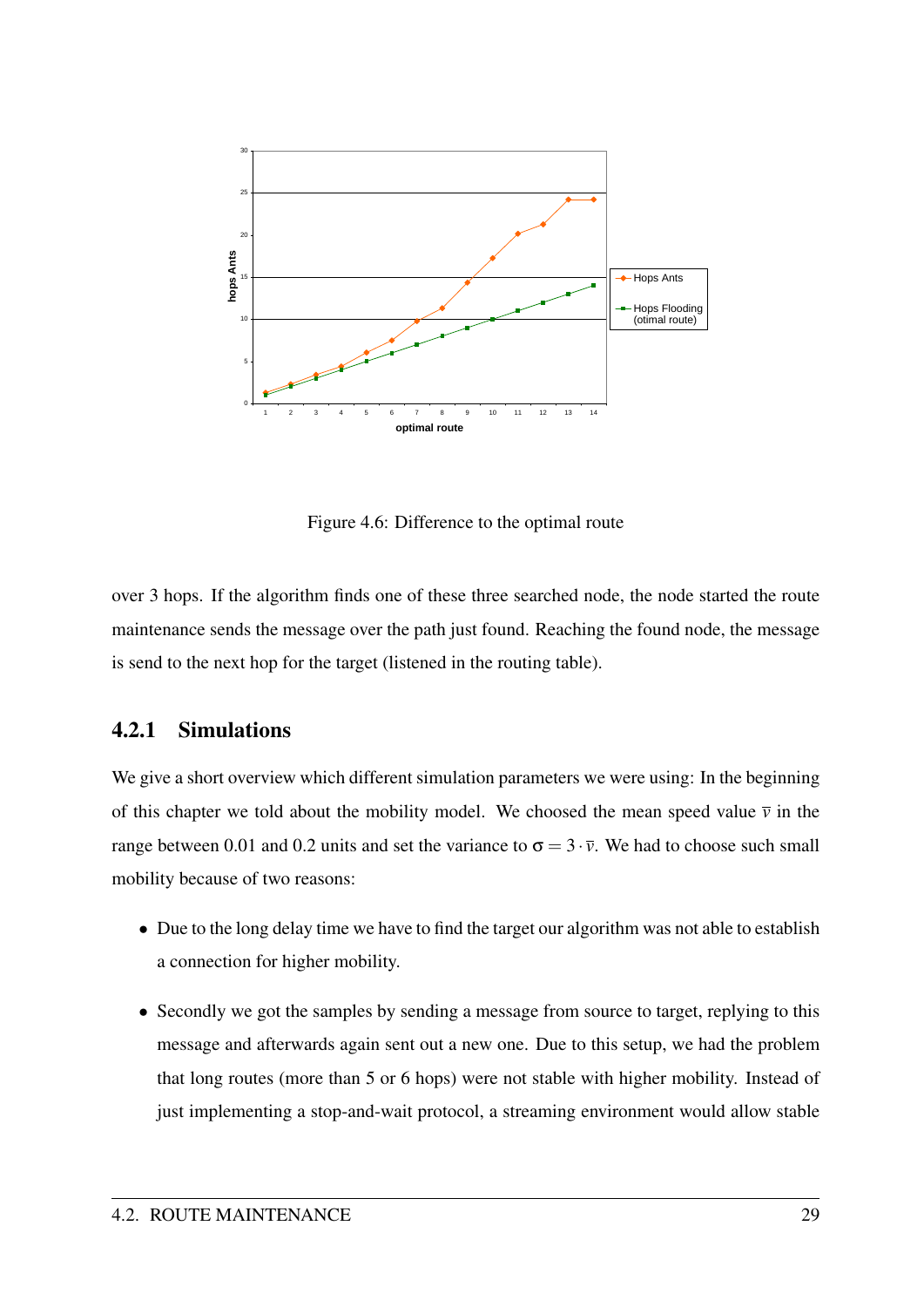Figure 4.6: Difference to the optimal route

over 3 hops. If the algorithm finds one of these three searched node, the node started the route maintenance sends the message over the path just found. Reaching the found node, the message is send to the next hop for the target (listened in the routing table).

### 4.2.1 Simulations

We give a short overview which different simulation parameters we were using: In the beginning of this chapter we told about the mobility model. We choosed the mean speed value $\bar{v}$ in the range between 0.01 and 0.2 units and set the variance to $\sigma = 3 \cdot \bar{v}$. We had to choose such small mobility because of two reasons:

- Due to the long delay time we have to find the target our algorithm was not able to establish a connection for higher mobility.
- Secondly we got the samples by sending a message from source to target, replying to this message and afterwards again sent out a new one. Due to this setup, we had the problem that long routes (more than 5 or 6 hops) were not stable with higher mobility. Instead of just implementing a stop-and-wait protocol, a streaming environment would allow stable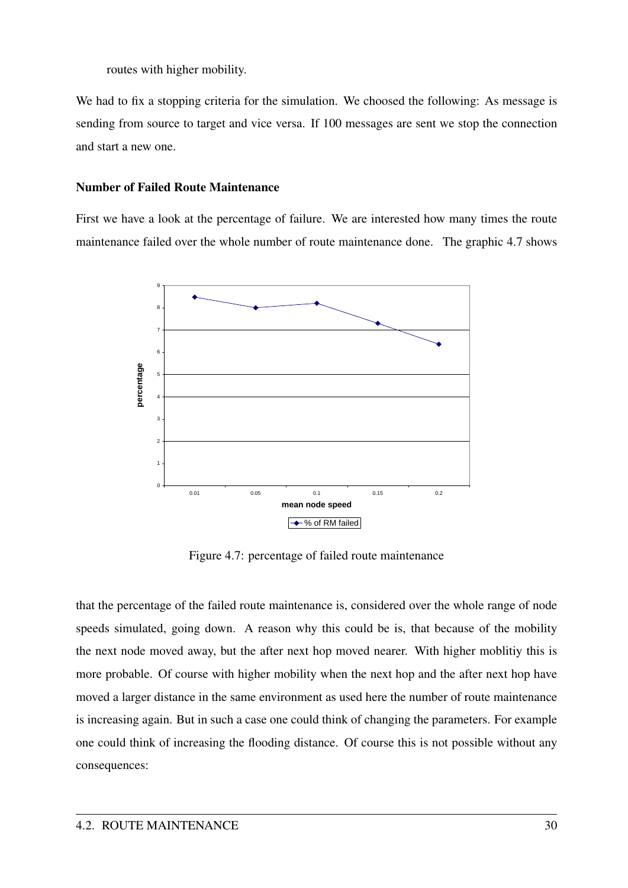routes with higher mobility.

We had to fix a stopping criteria for the simulation. We choosed the following: As message is sending from source to target and vice versa. If 100 messages are sent we stop the connection and start a new one.

### Number of Failed Route Maintenance

First we have a look at the percentage of failure. We are interested how many times the route maintenance failed over the whole number of route maintenance done. The graphic 4.7 shows

Figure 4.7: percentage of failed route maintenance

that the percentage of the failed route maintenance is, considered over the whole range of node speeds simulated, going down. A reason why this could be is, that because of the mobility the next node moved away, but the after next hop moved nearer. With higher moblitiy this is more probable. Of course with higher mobility when the next hop and the after next hop have moved a larger distance in the same environment as used here the number of route maintenance is increasing again. But in such a case one could think of changing the parameters. For example one could think of increasing the flooding distance. Of course this is not possible without any consequences: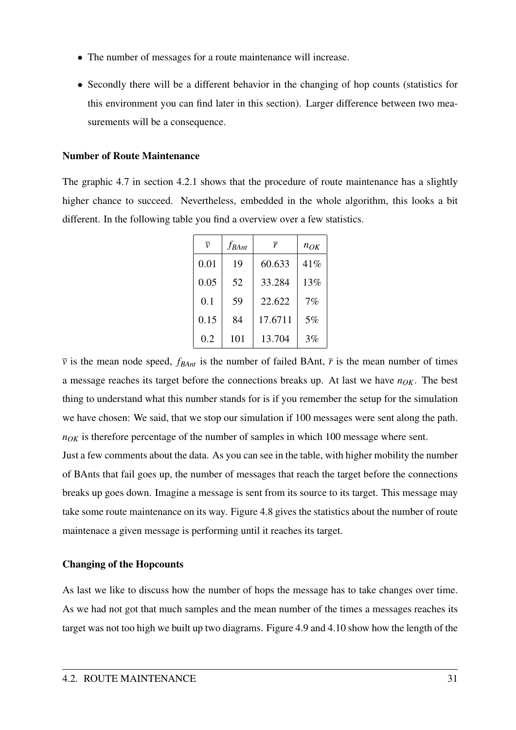- The number of messages for a route maintenance will increase.
- Secondly there will be a different behavior in the changing of hop counts (statistics for this environment you can find later in this section). Larger difference between two measurements will be a consequence.

### Number of Route Maintenance

The graphic 4.7 in section 4.2.1 shows that the procedure of route maintenance has a slightly higher chance to succeed. Nevertheless, embedded in the whole algorithm, this looks a bit different. In the following table you find a overview over a few statistics.

| $\bar{v}$ | $f_{BAnt}$ | $\bar{r}$ | $n_{OK}$ |
|---|---|---|---|
| 0.01 | 19 | 60.633 | 41% |
| 0.05 | 52 | 33.284 | 13% |
| 0.1 | 59 | 22.622 | 7% |
| 0.15 | 84 | 17.6711 | 5% |
| 0.2 | 101 | 13.704 | 3% |

$\bar{v}$ is the mean node speed, $f_{BAnt}$ is the number of failed BAnt, $\bar{r}$ is the mean number of times a message reaches its target before the connections breaks up. At last we have $n_{OK}$. The best thing to understand what this number stands for is if you remember the setup for the simulation we have chosen: We said, that we stop our simulation if 100 messages were sent along the path. $n_{OK}$ is therefore percentage of the number of samples in which 100 message where sent.

Just a few comments about the data. As you can see in the table, with higher mobility the number of BAnts that fail goes up, the number of messages that reach the target before the connections breaks up goes down. Imagine a message is sent from its source to its target. This message may take some route maintenance on its way. Figure 4.8 gives the statistics about the number of route maintenace a given message is performing until it reaches its target.

### Changing of the Hopcounts

As last we like to discuss how the number of hops the message has to take changes over time. As we had not got that much samples and the mean number of the times a messages reaches its target was not too high we built up two diagrams. Figure 4.9 and 4.10 show how the length of the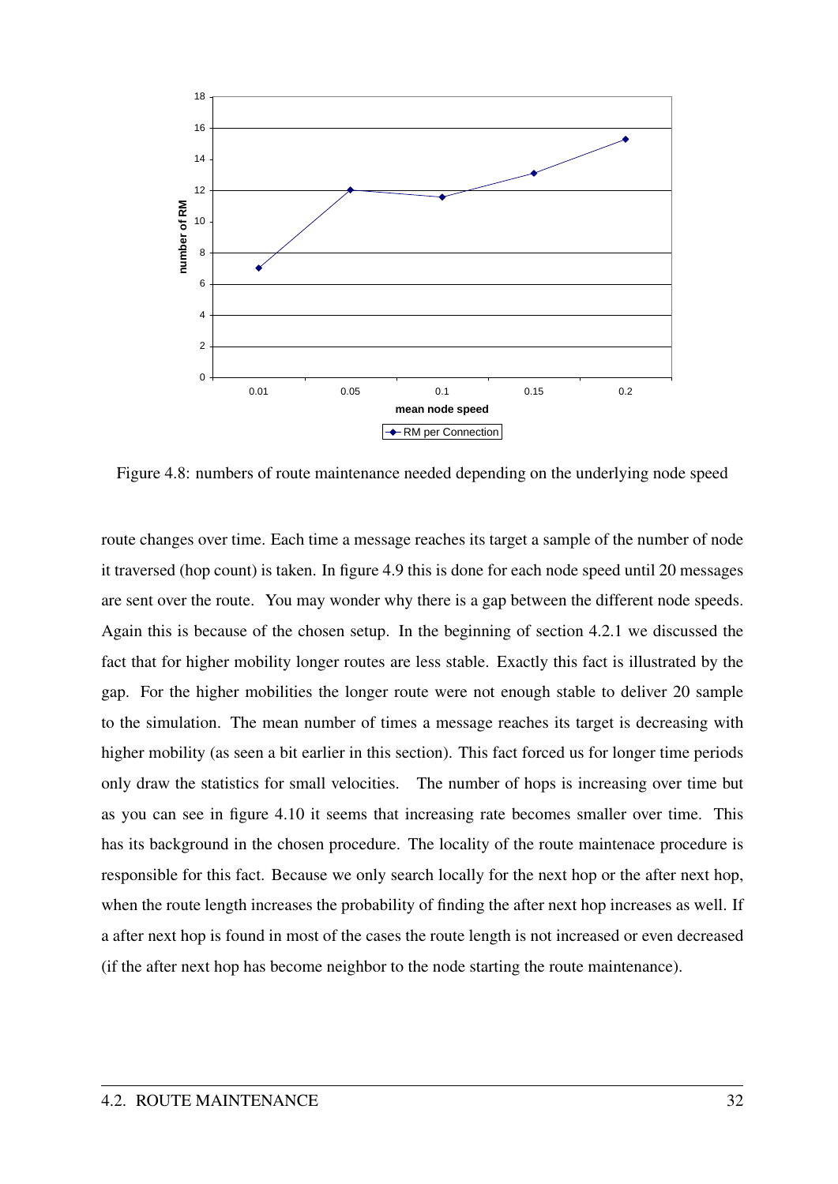Figure 4.8: numbers of route maintenance needed depending on the underlying node speed

route changes over time. Each time a message reaches its target a sample of the number of node it traversed (hop count) is taken. In figure 4.9 this is done for each node speed until 20 messages are sent over the route. You may wonder why there is a gap between the different node speeds. Again this is because of the chosen setup. In the beginning of section 4.2.1 we discussed the fact that for higher mobility longer routes are less stable. Exactly this fact is illustrated by the gap. For the higher mobilities the longer route were not enough stable to deliver 20 sample to the simulation. The mean number of times a message reaches its target is decreasing with higher mobility (as seen a bit earlier in this section). This fact forced us for longer time periods only draw the statistics for small velocities. The number of hops is increasing over time but as you can see in figure 4.10 it seems that increasing rate becomes smaller over time. This has its background in the chosen procedure. The locality of the route maintenace procedure is responsible for this fact. Because we only search locally for the next hop or the after next hop, when the route length increases the probability of finding the after next hop increases as well. If a after next hop is found in most of the cases the route length is not increased or even decreased (if the after next hop has become neighbor to the node starting the route maintenance).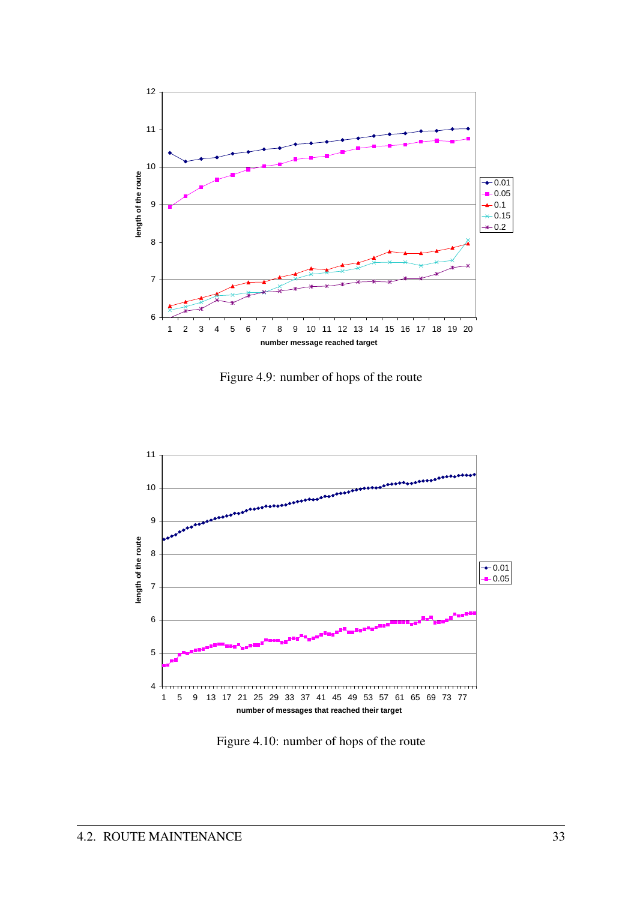Figure 4.9: number of hops of the route

Figure 4.10: number of hops of the route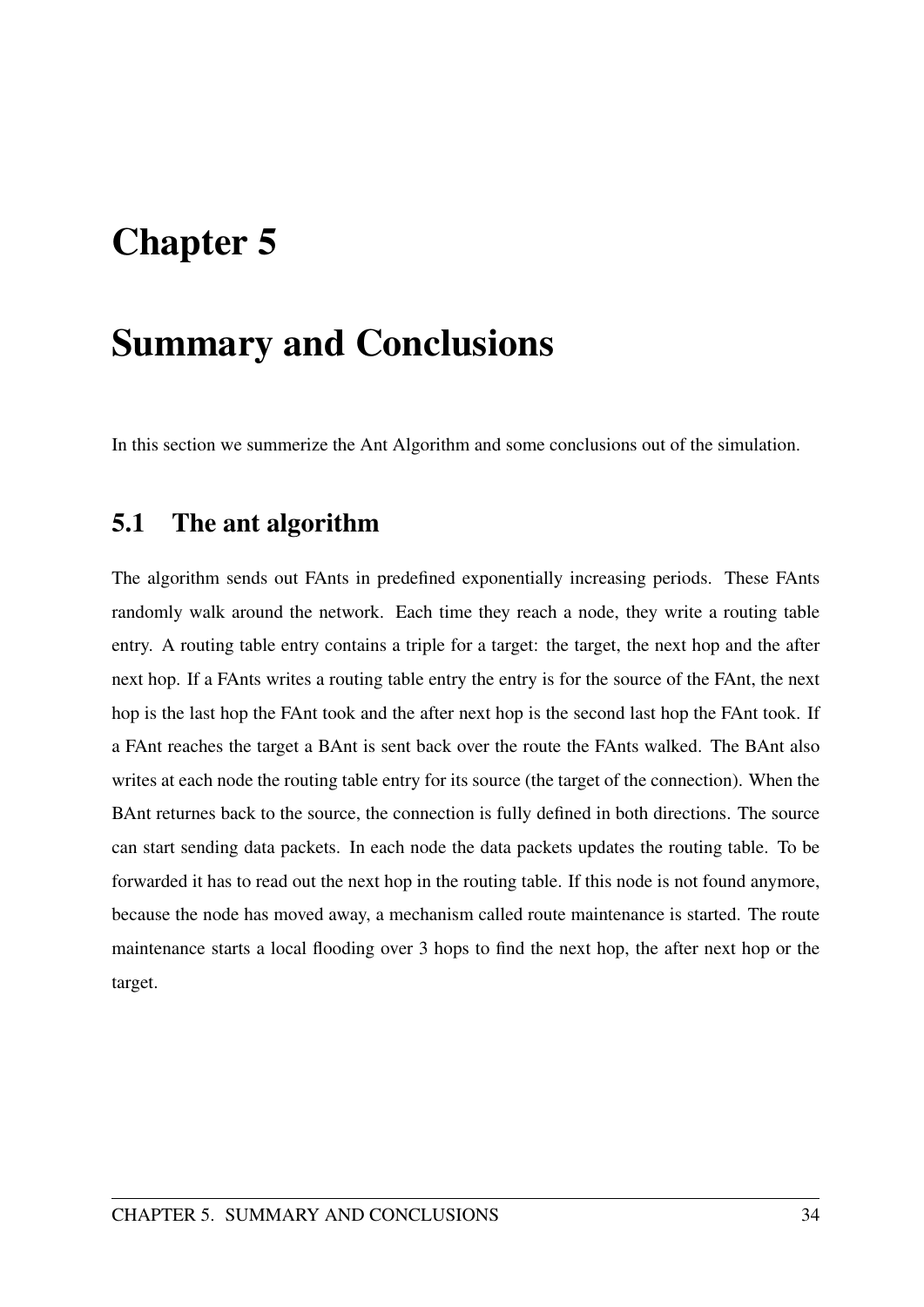# Chapter 5

# Summary and Conclusions

In this section we summerize the Ant Algorithm and some conclusions out of the simulation.

## 5.1 The ant algorithm

The algorithm sends out FAnts in predefined exponentially increasing periods. These FAnts randomly walk around the network. Each time they reach a node, they write a routing table entry. A routing table entry contains a triple for a target: the target, the next hop and the after next hop. If a FAnts writes a routing table entry the entry is for the source of the FAnt, the next hop is the last hop the FAnt took and the after next hop is the second last hop the FAnt took. If a FAnt reaches the target a BAnt is sent back over the route the FAnts walked. The BAnt also writes at each node the routing table entry for its source (the target of the connection). When the BAnt returnes back to the source, the connection is fully defined in both directions. The source can start sending data packets. In each node the data packets updates the routing table. To be forwarded it has to read out the next hop in the routing table. If this node is not found anymore, because the node has moved away, a mechanism called route maintenance is started. The route maintenance starts a local flooding over 3 hops to find the next hop, the after next hop or the target.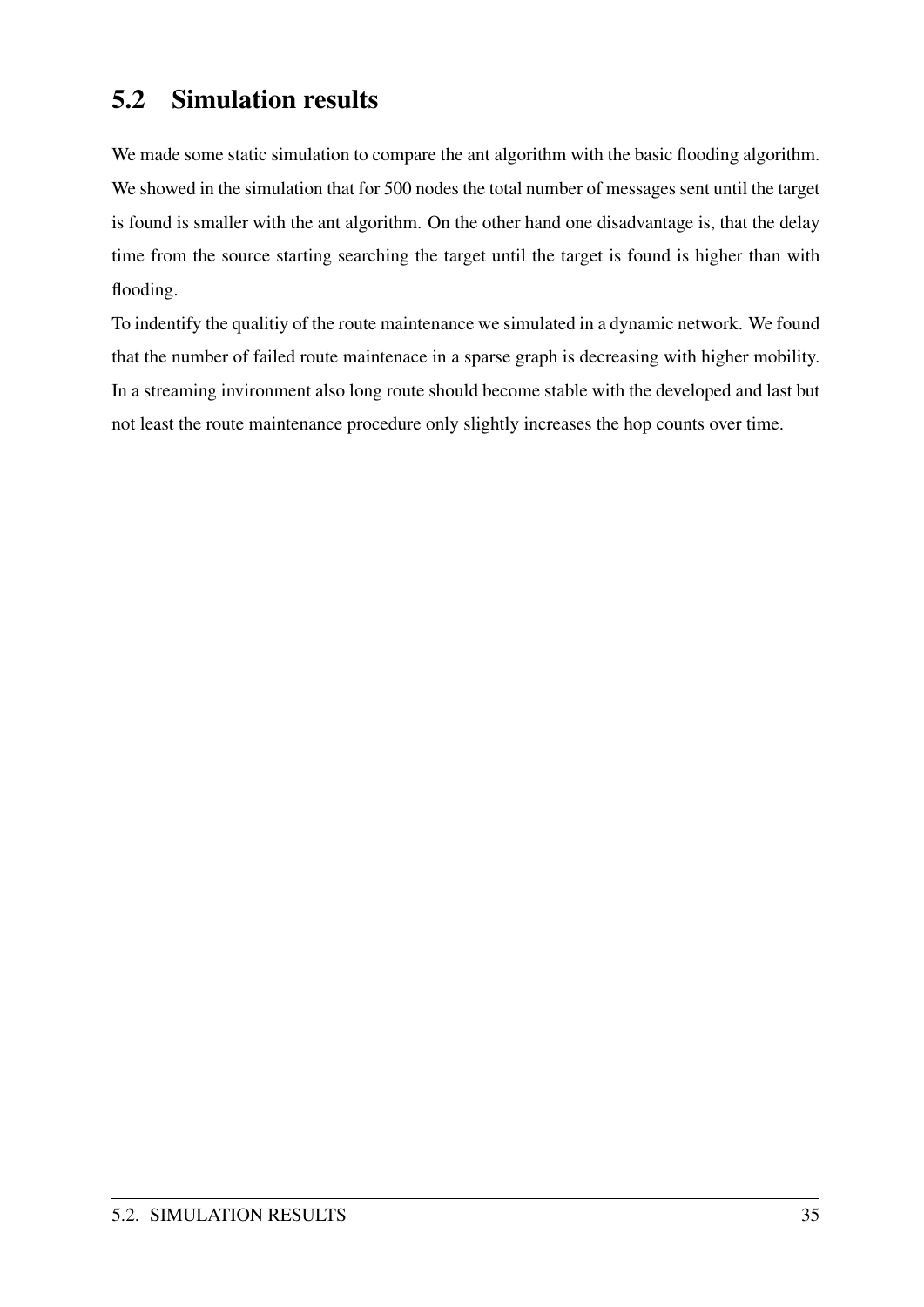## 5.2 Simulation results

We made some static simulation to compare the ant algorithm with the basic flooding algorithm. We showed in the simulation that for 500 nodes the total number of messages sent until the target is found is smaller with the ant algorithm. On the other hand one disadvantage is, that the delay time from the source starting searching the target until the target is found is higher than with flooding.

To indentify the qualitiy of the route maintenance we simulated in a dynamic network. We found that the number of failed route maintenace in a sparse graph is decreasing with higher mobility. In a streaming invironment also long route should become stable with the developed and last but not least the route maintenance procedure only slightly increases the hop counts over time.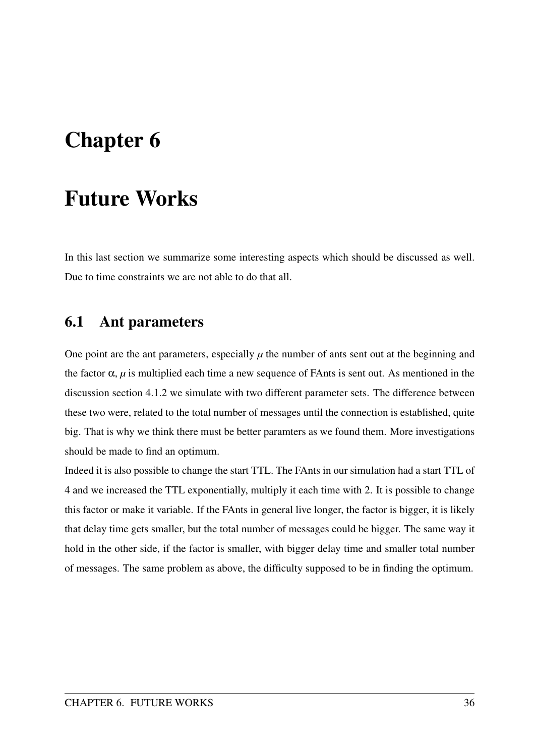# Chapter 6

# Future Works

In this last section we summarize some interesting aspects which should be discussed as well. Due to time constraints we are not able to do that all.

## 6.1 Ant parameters

One point are the ant parameters, especially $\mu$ the number of ants sent out at the beginning and the factor $\alpha$, $\mu$ is multiplied each time a new sequence of FAnts is sent out. As mentioned in the discussion section 4.1.2 we simulate with two different parameter sets. The difference between these two were, related to the total number of messages until the connection is established, quite big. That is why we think there must be better paramters as we found them. More investigations should be made to find an optimum.

Indeed it is also possible to change the start TTL. The FAnts in our simulation had a start TTL of 4 and we increased the TTL exponentially, multiply it each time with 2. It is possible to change this factor or make it variable. If the FAnts in general live longer, the factor is bigger, it is likely that delay time gets smaller, but the total number of messages could be bigger. The same way it hold in the other side, if the factor is smaller, with bigger delay time and smaller total number of messages. The same problem as above, the difficulty supposed to be in finding the optimum.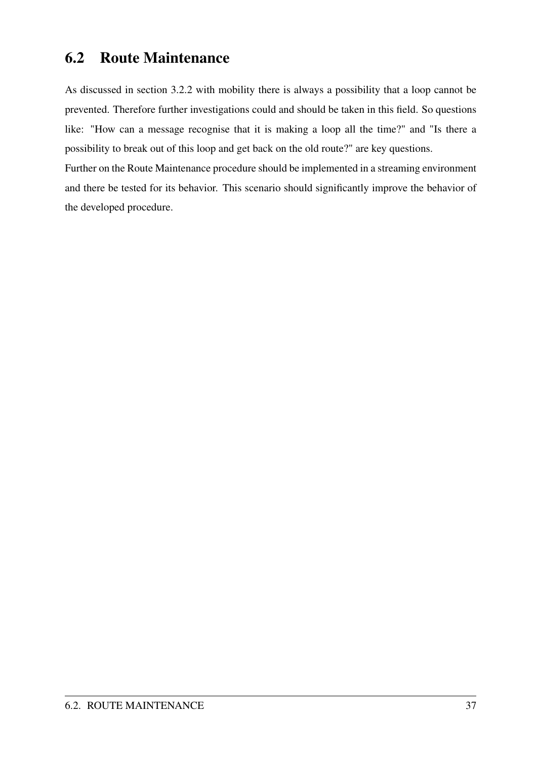## 6.2 Route Maintenance

As discussed in section 3.2.2 with mobility there is always a possibility that a loop cannot be prevented. Therefore further investigations could and should be taken in this field. So questions like: "How can a message recognise that it is making a loop all the time?" and "Is there a possibility to break out of this loop and get back on the old route?" are key questions.
Further on the Route Maintenance procedure should be implemented in a streaming environment and there be tested for its behavior. This scenario should significantly improve the behavior of the developed procedure.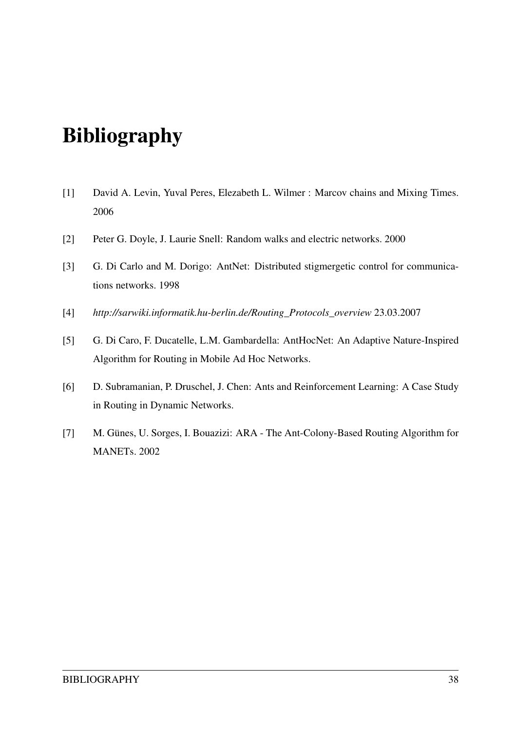# Bibliography

[1] David A. Levin, Yuval Peres, Elezabeth L. Wilmer : Marcov chains and Mixing Times. 2006

[2] Peter G. Doyle, J. Laurie Snell: Random walks and electric networks. 2000

[3] G. Di Carlo and M. Dorigo: AntNet: Distributed stigmergetic control for communications networks. 1998

[4] *http://sarwiki.informatik.hu-berlin.de/Routing_Protocols_overview* 23.03.2007

[5] G. Di Caro, F. Ducatelle, L.M. Gambardella: AntHocNet: An Adaptive Nature-Inspired Algorithm for Routing in Mobile Ad Hoc Networks.

[6] D. Subramanian, P. Druschel, J. Chen: Ants and Reinforcement Learning: A Case Study in Routing in Dynamic Networks.

[7] M. Günes, U. Sorges, I. Bouazizi: ARA - The Ant-Colony-Based Routing Algorithm for MANETs. 2002